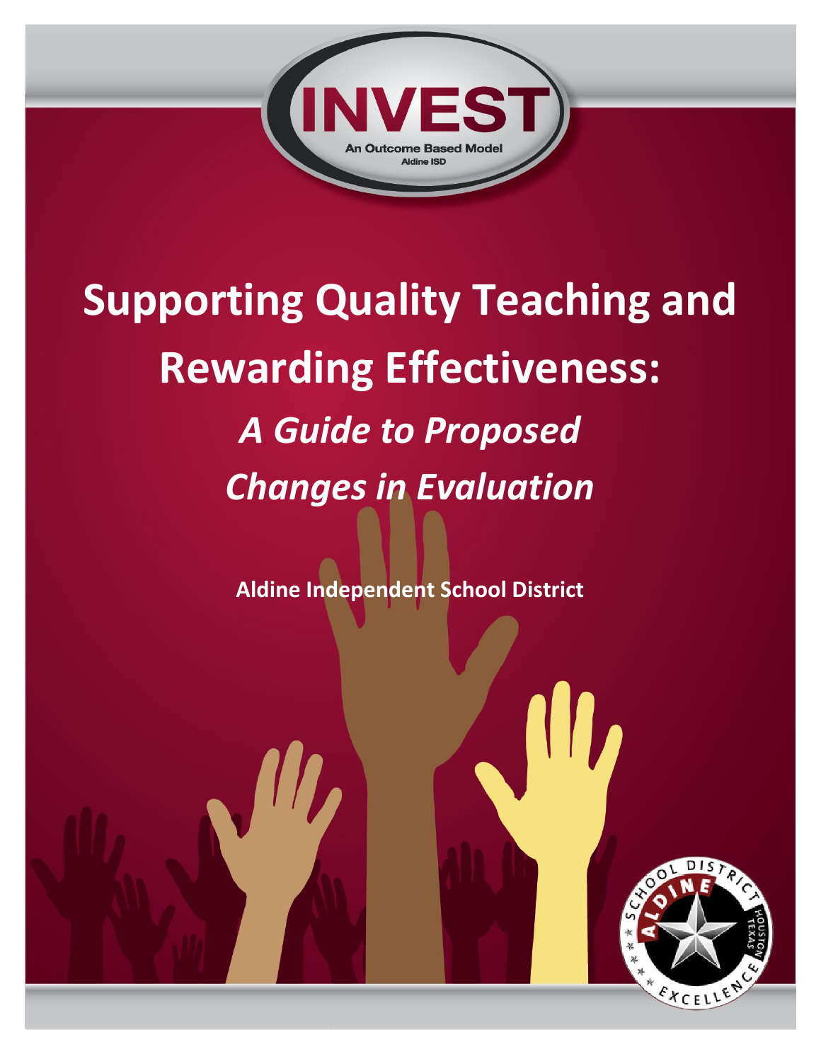INVEST

An Outcome Based Model

Aldine ISD

# Supporting Quality Teaching and Rewarding Effectiveness:

## *A Guide to Proposed Changes in Evaluation*

**Aldine Independent School District**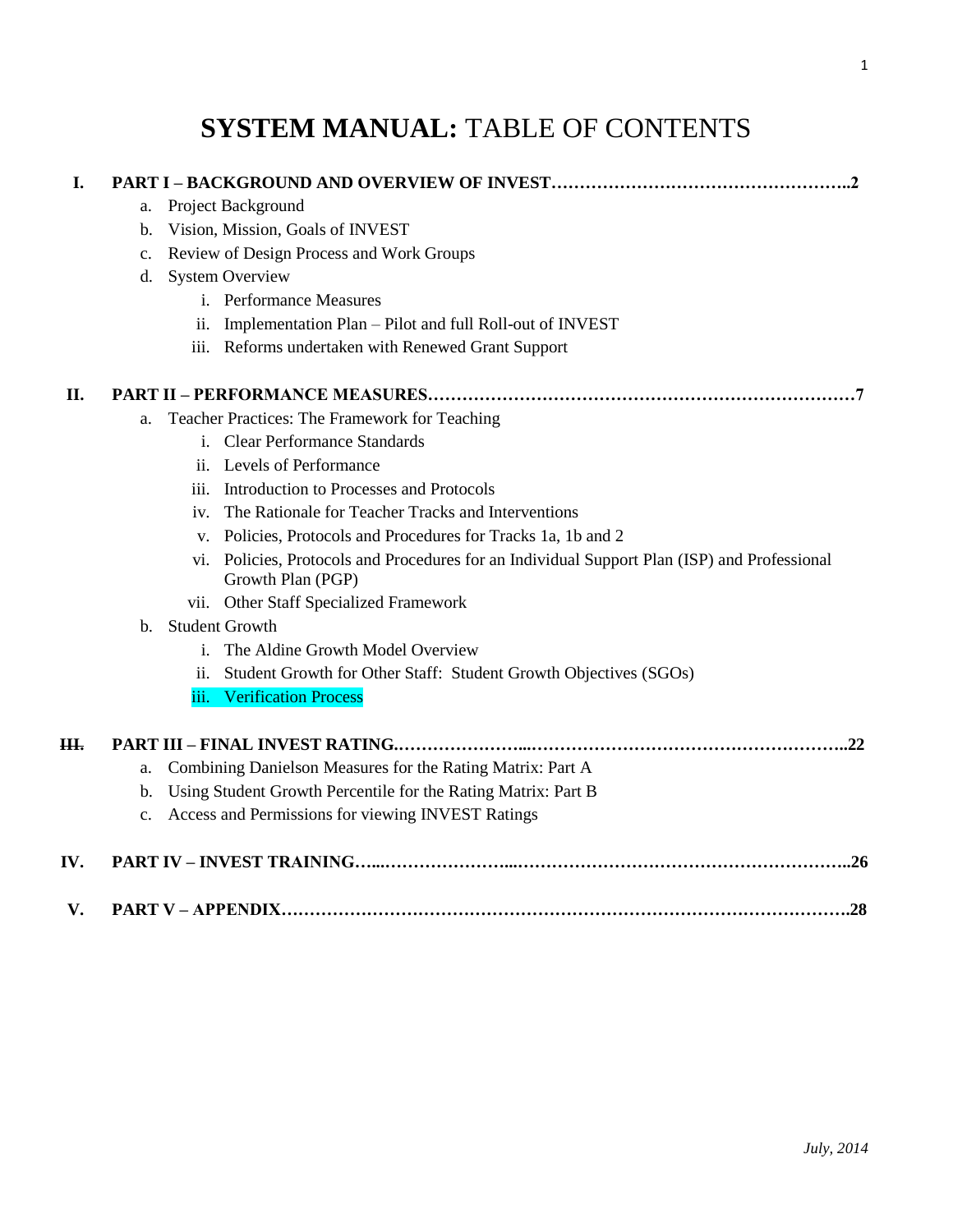# **SYSTEM MANUAL:** TABLE OF CONTENTS

**I. PART I – BACKGROUND AND OVERVIEW OF INVEST……………………………………………..2**

a. Project Background
b. Vision, Mission, Goals of INVEST
c. Review of Design Process and Work Groups
d. System Overview
    i. Performance Measures
    ii. Implementation Plan – Pilot and full Roll-out of INVEST
    iii. Reforms undertaken with Renewed Grant Support

**II. PART II – PERFORMANCE MEASURES…………………………………………………………………7**

a. Teacher Practices: The Framework for Teaching
    i. Clear Performance Standards
    ii. Levels of Performance
    iii. Introduction to Processes and Protocols
    iv. The Rationale for Teacher Tracks and Interventions
    v. Policies, Protocols and Procedures for Tracks 1a, 1b and 2
    vi. Policies, Protocols and Procedures for an Individual Support Plan (ISP) and Professional Growth Plan (PGP)
    vii. Other Staff Specialized Framework
b. Student Growth
    i. The Aldine Growth Model Overview
    ii. Student Growth for Other Staff: Student Growth Objectives (SGOs)
    iii. Verification Process

**~~III.~~ PART III – FINAL INVEST RATING.…………………...………………………………………………..22**

a. Combining Danielson Measures for the Rating Matrix: Part A
b. Using Student Growth Percentile for the Rating Matrix: Part B
c. Access and Permissions for viewing INVEST Ratings

**IV. PART IV – INVEST TRAINING…...…………………...…………………………………………………..26**

**V. PART V – APPENDIX……………………………………………………………………………………….28**

*July, 2014*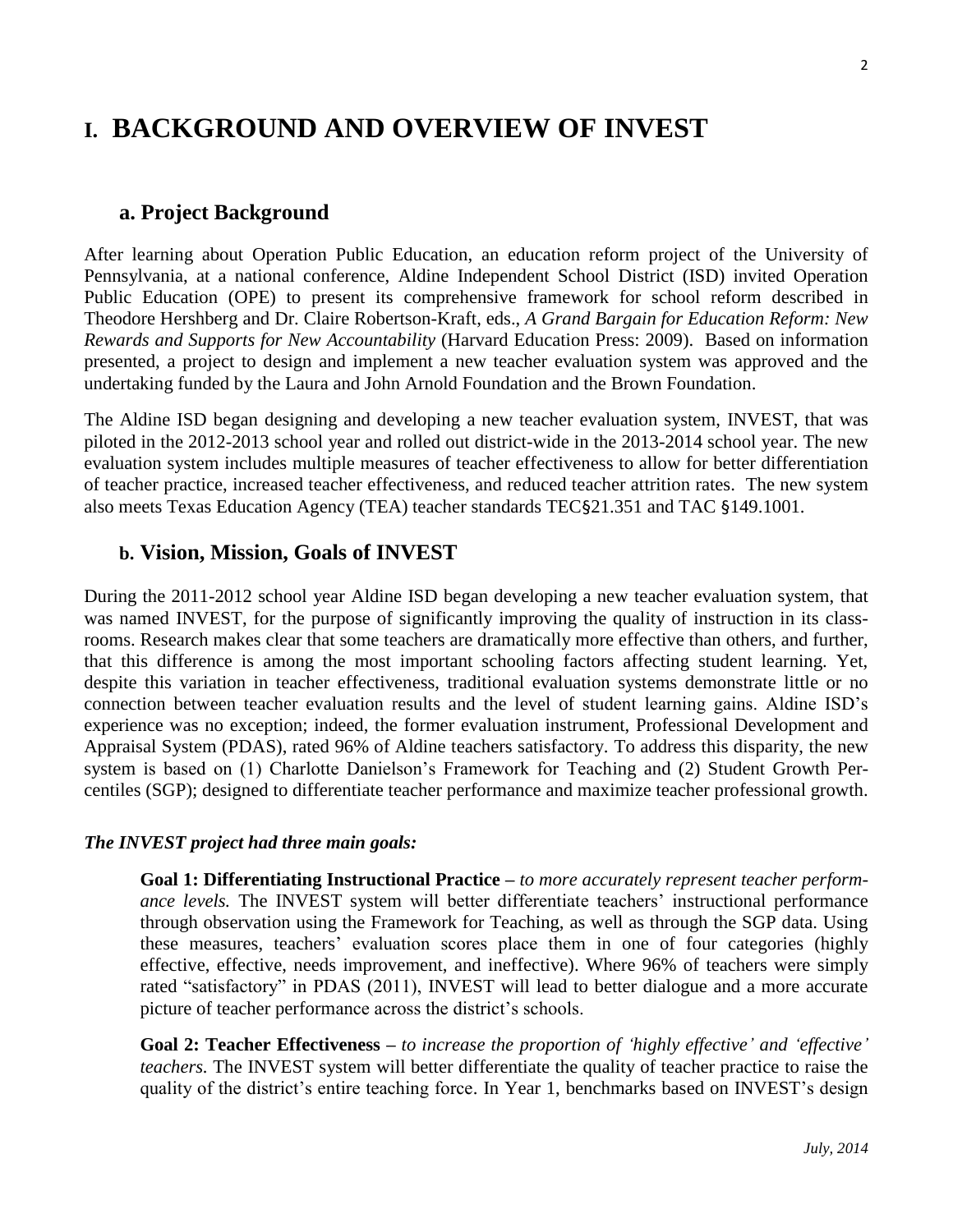# I. BACKGROUND AND OVERVIEW OF INVEST

## a. Project Background

After learning about Operation Public Education, an education reform project of the University of Pennsylvania, at a national conference, Aldine Independent School District (ISD) invited Operation Public Education (OPE) to present its comprehensive framework for school reform described in Theodore Hershberg and Dr. Claire Robertson-Kraft, eds., *A Grand Bargain for Education Reform: New Rewards and Supports for New Accountability* (Harvard Education Press: 2009). Based on information presented, a project to design and implement a new teacher evaluation system was approved and the undertaking funded by the Laura and John Arnold Foundation and the Brown Foundation.

The Aldine ISD began designing and developing a new teacher evaluation system, INVEST, that was piloted in the 2012-2013 school year and rolled out district-wide in the 2013-2014 school year. The new evaluation system includes multiple measures of teacher effectiveness to allow for better differentiation of teacher practice, increased teacher effectiveness, and reduced teacher attrition rates. The new system also meets Texas Education Agency (TEA) teacher standards TEC§21.351 and TAC §149.1001.

## b. Vision, Mission, Goals of INVEST

During the 2011-2012 school year Aldine ISD began developing a new teacher evaluation system, that was named INVEST, for the purpose of significantly improving the quality of instruction in its classrooms. Research makes clear that some teachers are dramatically more effective than others, and further, that this difference is among the most important schooling factors affecting student learning. Yet, despite this variation in teacher effectiveness, traditional evaluation systems demonstrate little or no connection between teacher evaluation results and the level of student learning gains. Aldine ISD's experience was no exception; indeed, the former evaluation instrument, Professional Development and Appraisal System (PDAS), rated 96% of Aldine teachers satisfactory. To address this disparity, the new system is based on (1) Charlotte Danielson's Framework for Teaching and (2) Student Growth Percentiles (SGP); designed to differentiate teacher performance and maximize teacher professional growth.

***The INVEST project had three main goals:***

**Goal 1: Differentiating Instructional Practice –** *to more accurately represent teacher performance levels.* The INVEST system will better differentiate teachers' instructional performance through observation using the Framework for Teaching, as well as through the SGP data. Using these measures, teachers' evaluation scores place them in one of four categories (highly effective, effective, needs improvement, and ineffective). Where 96% of teachers were simply rated "satisfactory" in PDAS (2011), INVEST will lead to better dialogue and a more accurate picture of teacher performance across the district's schools.

**Goal 2: Teacher Effectiveness –** *to increase the proportion of 'highly effective' and 'effective' teachers.* The INVEST system will better differentiate the quality of teacher practice to raise the quality of the district's entire teaching force. In Year 1, benchmarks based on INVEST's design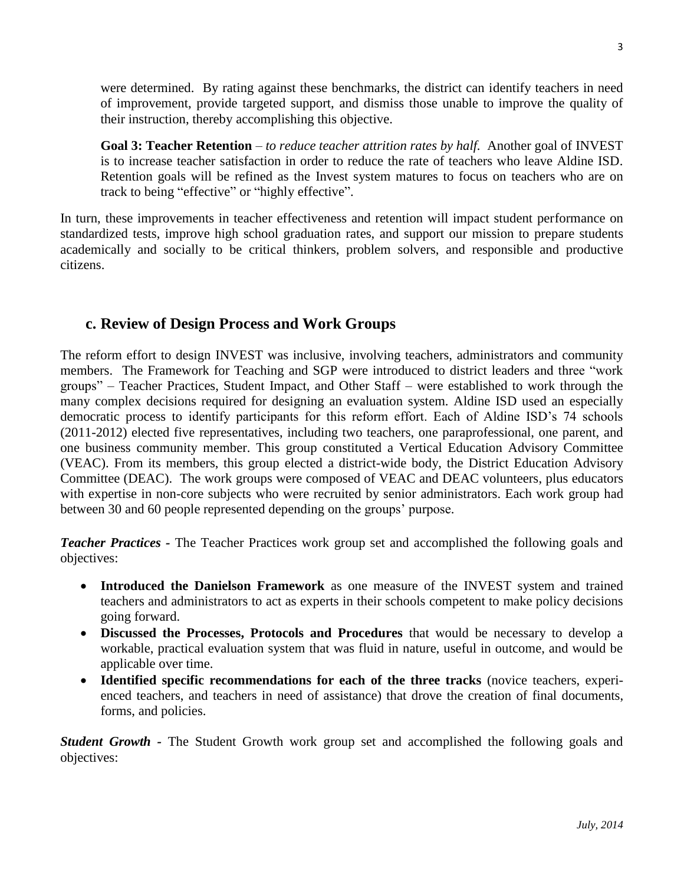were determined. By rating against these benchmarks, the district can identify teachers in need of improvement, provide targeted support, and dismiss those unable to improve the quality of their instruction, thereby accomplishing this objective.

**Goal 3: Teacher Retention** – *to reduce teacher attrition rates by half.* Another goal of INVEST is to increase teacher satisfaction in order to reduce the rate of teachers who leave Aldine ISD. Retention goals will be refined as the Invest system matures to focus on teachers who are on track to being "effective" or "highly effective".

In turn, these improvements in teacher effectiveness and retention will impact student performance on standardized tests, improve high school graduation rates, and support our mission to prepare students academically and socially to be critical thinkers, problem solvers, and responsible and productive citizens.

## c. Review of Design Process and Work Groups

The reform effort to design INVEST was inclusive, involving teachers, administrators and community members. The Framework for Teaching and SGP were introduced to district leaders and three "work groups" – Teacher Practices, Student Impact, and Other Staff – were established to work through the many complex decisions required for designing an evaluation system. Aldine ISD used an especially democratic process to identify participants for this reform effort. Each of Aldine ISD's 74 schools (2011-2012) elected five representatives, including two teachers, one paraprofessional, one parent, and one business community member. This group constituted a Vertical Education Advisory Committee (VEAC). From its members, this group elected a district-wide body, the District Education Advisory Committee (DEAC). The work groups were composed of VEAC and DEAC volunteers, plus educators with expertise in non-core subjects who were recruited by senior administrators. Each work group had between 30 and 60 people represented depending on the groups' purpose.

***Teacher Practices*** - The Teacher Practices work group set and accomplished the following goals and objectives:

- **Introduced the Danielson Framework** as one measure of the INVEST system and trained teachers and administrators to act as experts in their schools competent to make policy decisions going forward.
- **Discussed the Processes, Protocols and Procedures** that would be necessary to develop a workable, practical evaluation system that was fluid in nature, useful in outcome, and would be applicable over time.
- **Identified specific recommendations for each of the three tracks** (novice teachers, experienced teachers, and teachers in need of assistance) that drove the creation of final documents, forms, and policies.

***Student Growth*** - The Student Growth work group set and accomplished the following goals and objectives: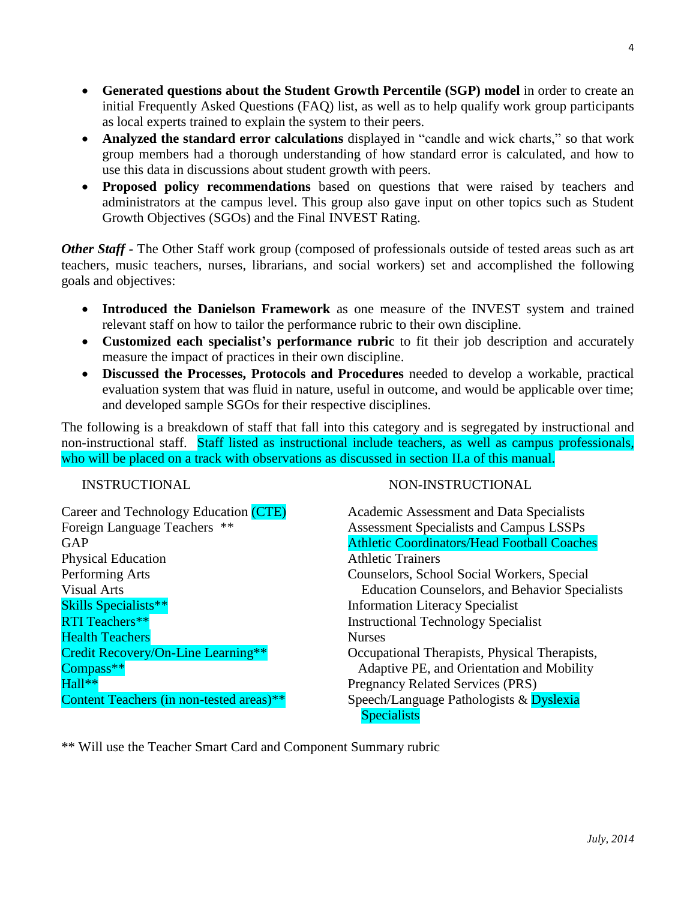- **Generated questions about the Student Growth Percentile (SGP) model** in order to create an initial Frequently Asked Questions (FAQ) list, as well as to help qualify work group participants as local experts trained to explain the system to their peers.
- **Analyzed the standard error calculations** displayed in "candle and wick charts," so that work group members had a thorough understanding of how standard error is calculated, and how to use this data in discussions about student growth with peers.
- **Proposed policy recommendations** based on questions that were raised by teachers and administrators at the campus level. This group also gave input on other topics such as Student Growth Objectives (SGOs) and the Final INVEST Rating.

***Other Staff*** - The Other Staff work group (composed of professionals outside of tested areas such as art teachers, music teachers, nurses, librarians, and social workers) set and accomplished the following goals and objectives:

- **Introduced the Danielson Framework** as one measure of the INVEST system and trained relevant staff on how to tailor the performance rubric to their own discipline.
- **Customized each specialist's performance rubric** to fit their job description and accurately measure the impact of practices in their own discipline.
- **Discussed the Processes, Protocols and Procedures** needed to develop a workable, practical evaluation system that was fluid in nature, useful in outcome, and would be applicable over time; and developed sample SGOs for their respective disciplines.

The following is a breakdown of staff that fall into this category and is segregated by instructional and non-instructional staff. Staff listed as instructional include teachers, as well as campus professionals, who will be placed on a track with observations as discussed in section II.a of this manual.

| INSTRUCTIONAL | NON-INSTRUCTIONAL |
|---|---|
| Career and Technology Education (CTE) | Academic Assessment and Data Specialists |
| Foreign Language Teachers ** | Assessment Specialists and Campus LSSPs |
| GAP | Athletic Coordinators/Head Football Coaches |
| Physical Education | Athletic Trainers |
| Performing Arts | Counselors, School Social Workers, Special Education Counselors, and Behavior Specialists |
| Visual Arts | Information Literacy Specialist |
| Skills Specialists** | Instructional Technology Specialist |
| RTI Teachers** | Nurses |
| Health Teachers | Occupational Therapists, Physical Therapists, Adaptive PE, and Orientation and Mobility |
| Credit Recovery/On-Line Learning** | Pregnancy Related Services (PRS) |
| Compass** | Speech/Language Pathologists & Dyslexia Specialists |
| Hall** | |
| Content Teachers (in non-tested areas)** | |

** Will use the Teacher Smart Card and Component Summary rubric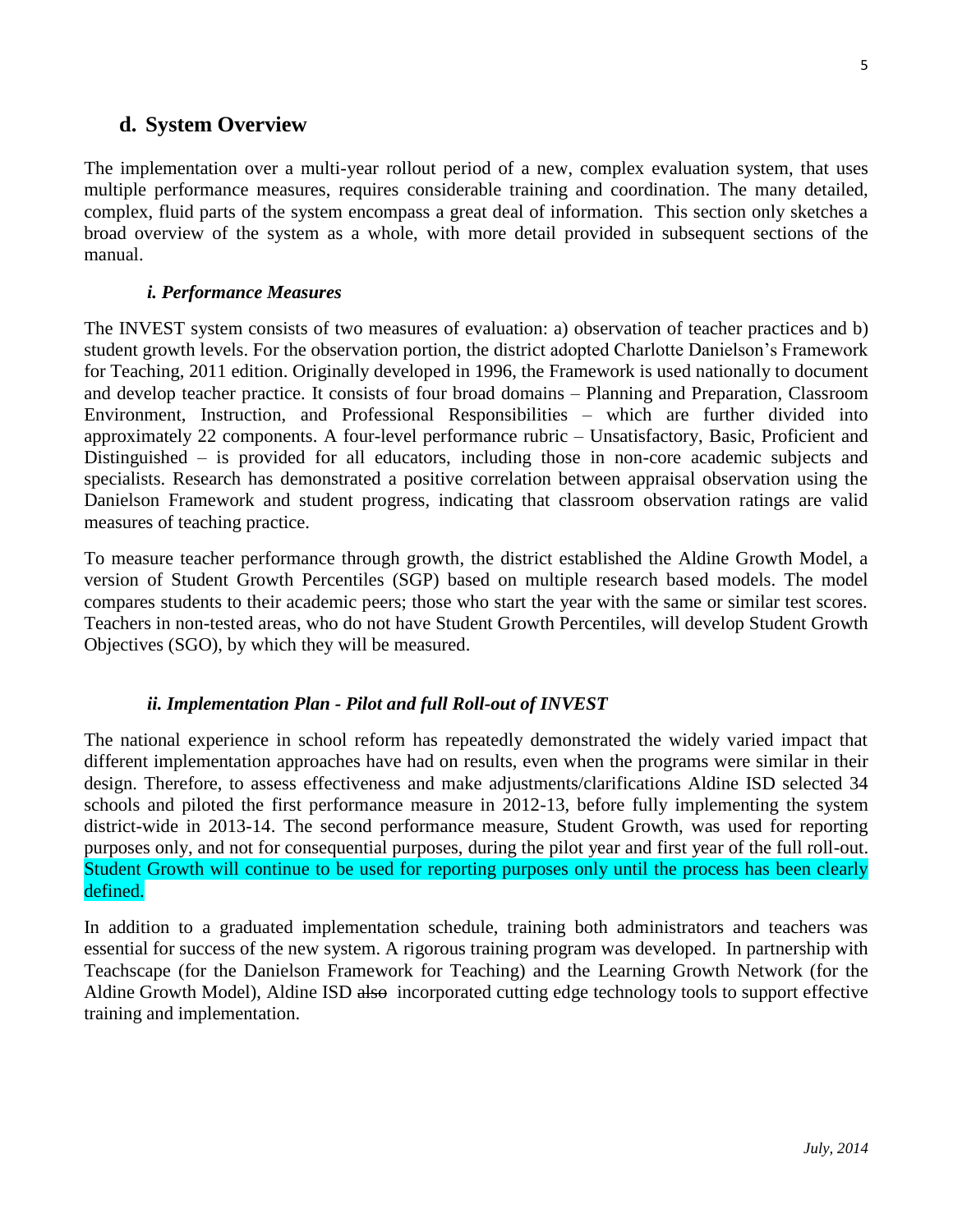## d. System Overview

The implementation over a multi-year rollout period of a new, complex evaluation system, that uses multiple performance measures, requires considerable training and coordination. The many detailed, complex, fluid parts of the system encompass a great deal of information. This section only sketches a broad overview of the system as a whole, with more detail provided in subsequent sections of the manual.

### *i. Performance Measures*

The INVEST system consists of two measures of evaluation: a) observation of teacher practices and b) student growth levels. For the observation portion, the district adopted Charlotte Danielson's Framework for Teaching, 2011 edition. Originally developed in 1996, the Framework is used nationally to document and develop teacher practice. It consists of four broad domains – Planning and Preparation, Classroom Environment, Instruction, and Professional Responsibilities – which are further divided into approximately 22 components. A four-level performance rubric – Unsatisfactory, Basic, Proficient and Distinguished – is provided for all educators, including those in non-core academic subjects and specialists. Research has demonstrated a positive correlation between appraisal observation using the Danielson Framework and student progress, indicating that classroom observation ratings are valid measures of teaching practice.

To measure teacher performance through growth, the district established the Aldine Growth Model, a version of Student Growth Percentiles (SGP) based on multiple research based models. The model compares students to their academic peers; those who start the year with the same or similar test scores. Teachers in non-tested areas, who do not have Student Growth Percentiles, will develop Student Growth Objectives (SGO), by which they will be measured.

### *ii. Implementation Plan - Pilot and full Roll-out of INVEST*

The national experience in school reform has repeatedly demonstrated the widely varied impact that different implementation approaches have had on results, even when the programs were similar in their design. Therefore, to assess effectiveness and make adjustments/clarifications Aldine ISD selected 34 schools and piloted the first performance measure in 2012-13, before fully implementing the system district-wide in 2013-14. The second performance measure, Student Growth, was used for reporting purposes only, and not for consequential purposes, during the pilot year and first year of the full roll-out. Student Growth will continue to be used for reporting purposes only until the process has been clearly defined.

In addition to a graduated implementation schedule, training both administrators and teachers was essential for success of the new system. A rigorous training program was developed. In partnership with Teachscape (for the Danielson Framework for Teaching) and the Learning Growth Network (for the Aldine Growth Model), Aldine ISD ~~also~~ incorporated cutting edge technology tools to support effective training and implementation.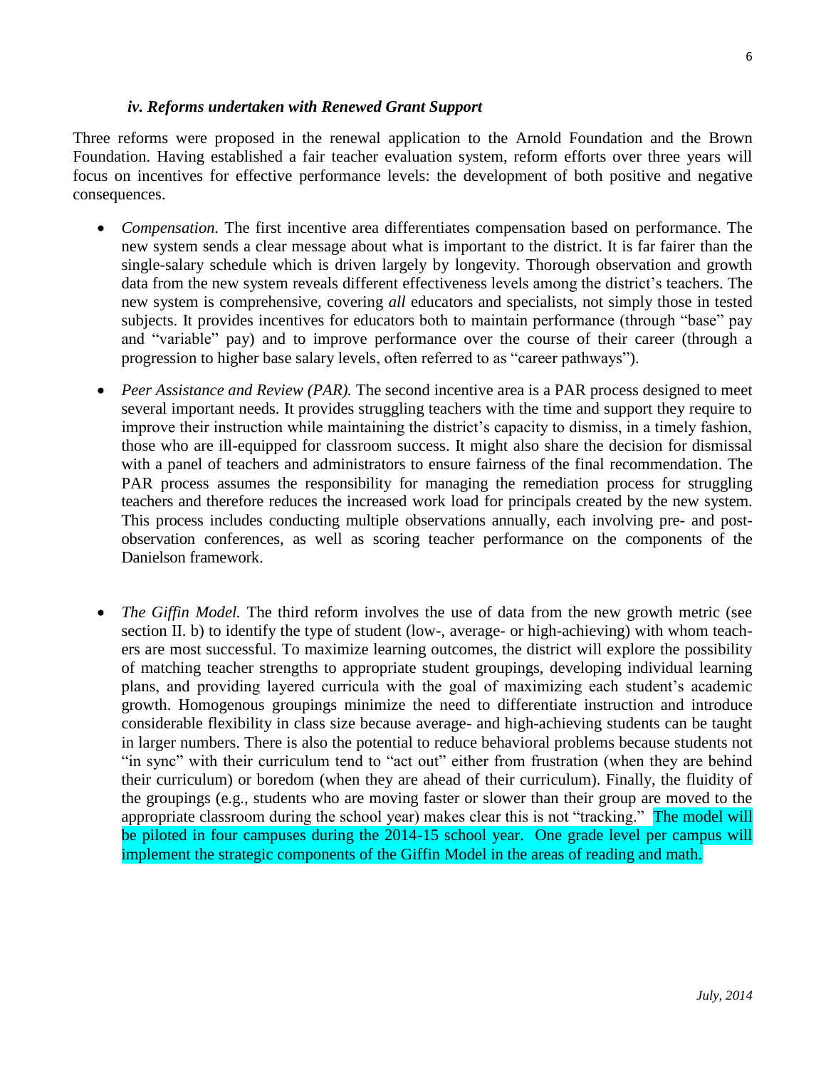#### *iv. Reforms undertaken with Renewed Grant Support*

Three reforms were proposed in the renewal application to the Arnold Foundation and the Brown Foundation. Having established a fair teacher evaluation system, reform efforts over three years will focus on incentives for effective performance levels: the development of both positive and negative consequences.

- *Compensation.* The first incentive area differentiates compensation based on performance. The new system sends a clear message about what is important to the district. It is far fairer than the single-salary schedule which is driven largely by longevity. Thorough observation and growth data from the new system reveals different effectiveness levels among the district's teachers. The new system is comprehensive, covering *all* educators and specialists, not simply those in tested subjects. It provides incentives for educators both to maintain performance (through "base" pay and "variable" pay) and to improve performance over the course of their career (through a progression to higher base salary levels, often referred to as "career pathways").

- *Peer Assistance and Review (PAR).* The second incentive area is a PAR process designed to meet several important needs. It provides struggling teachers with the time and support they require to improve their instruction while maintaining the district's capacity to dismiss, in a timely fashion, those who are ill-equipped for classroom success. It might also share the decision for dismissal with a panel of teachers and administrators to ensure fairness of the final recommendation. The PAR process assumes the responsibility for managing the remediation process for struggling teachers and therefore reduces the increased work load for principals created by the new system. This process includes conducting multiple observations annually, each involving pre- and post-observation conferences, as well as scoring teacher performance on the components of the Danielson framework.

- *The Giffin Model.* The third reform involves the use of data from the new growth metric (see section II. b) to identify the type of student (low-, average- or high-achieving) with whom teachers are most successful. To maximize learning outcomes, the district will explore the possibility of matching teacher strengths to appropriate student groupings, developing individual learning plans, and providing layered curricula with the goal of maximizing each student's academic growth. Homogenous groupings minimize the need to differentiate instruction and introduce considerable flexibility in class size because average- and high-achieving students can be taught in larger numbers. There is also the potential to reduce behavioral problems because students not "in sync" with their curriculum tend to "act out" either from frustration (when they are behind their curriculum) or boredom (when they are ahead of their curriculum). Finally, the fluidity of the groupings (e.g., students who are moving faster or slower than their group are moved to the appropriate classroom during the school year) makes clear this is not "tracking." The model will be piloted in four campuses during the 2014-15 school year. One grade level per campus will implement the strategic components of the Giffin Model in the areas of reading and math.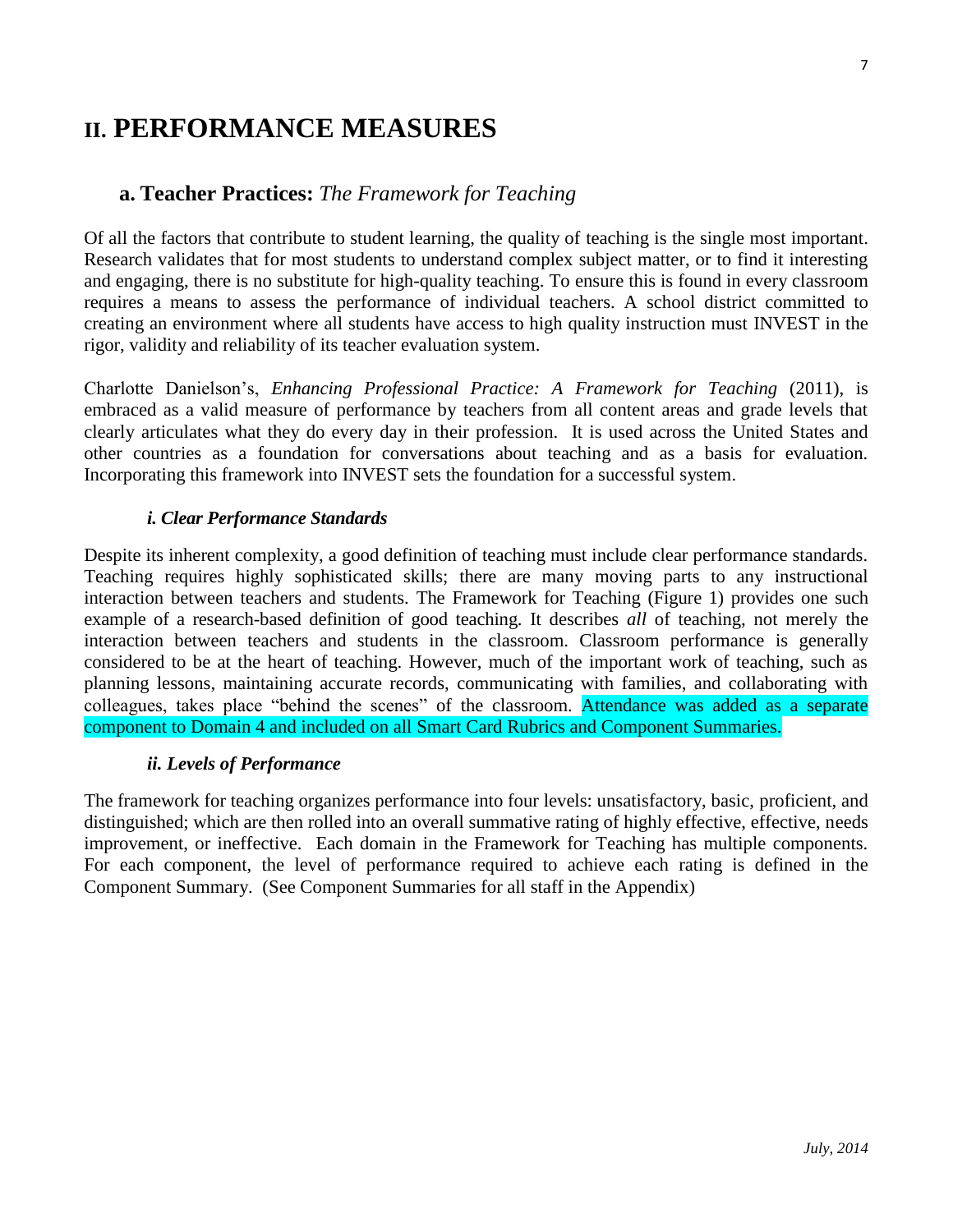# II. PERFORMANCE MEASURES

## a. Teacher Practices: *The Framework for Teaching*

Of all the factors that contribute to student learning, the quality of teaching is the single most important. Research validates that for most students to understand complex subject matter, or to find it interesting and engaging, there is no substitute for high-quality teaching. To ensure this is found in every classroom requires a means to assess the performance of individual teachers. A school district committed to creating an environment where all students have access to high quality instruction must INVEST in the rigor, validity and reliability of its teacher evaluation system.

Charlotte Danielson's, *Enhancing Professional Practice: A Framework for Teaching* (2011), is embraced as a valid measure of performance by teachers from all content areas and grade levels that clearly articulates what they do every day in their profession. It is used across the United States and other countries as a foundation for conversations about teaching and as a basis for evaluation. Incorporating this framework into INVEST sets the foundation for a successful system.

### *i. Clear Performance Standards*

Despite its inherent complexity, a good definition of teaching must include clear performance standards. Teaching requires highly sophisticated skills; there are many moving parts to any instructional interaction between teachers and students. The Framework for Teaching (Figure 1) provides one such example of a research-based definition of good teaching. It describes *all* of teaching, not merely the interaction between teachers and students in the classroom. Classroom performance is generally considered to be at the heart of teaching. However, much of the important work of teaching, such as planning lessons, maintaining accurate records, communicating with families, and collaborating with colleagues, takes place "behind the scenes" of the classroom. Attendance was added as a separate component to Domain 4 and included on all Smart Card Rubrics and Component Summaries.

### *ii. Levels of Performance*

The framework for teaching organizes performance into four levels: unsatisfactory, basic, proficient, and distinguished; which are then rolled into an overall summative rating of highly effective, effective, needs improvement, or ineffective. Each domain in the Framework for Teaching has multiple components. For each component, the level of performance required to achieve each rating is defined in the Component Summary. (See Component Summaries for all staff in the Appendix)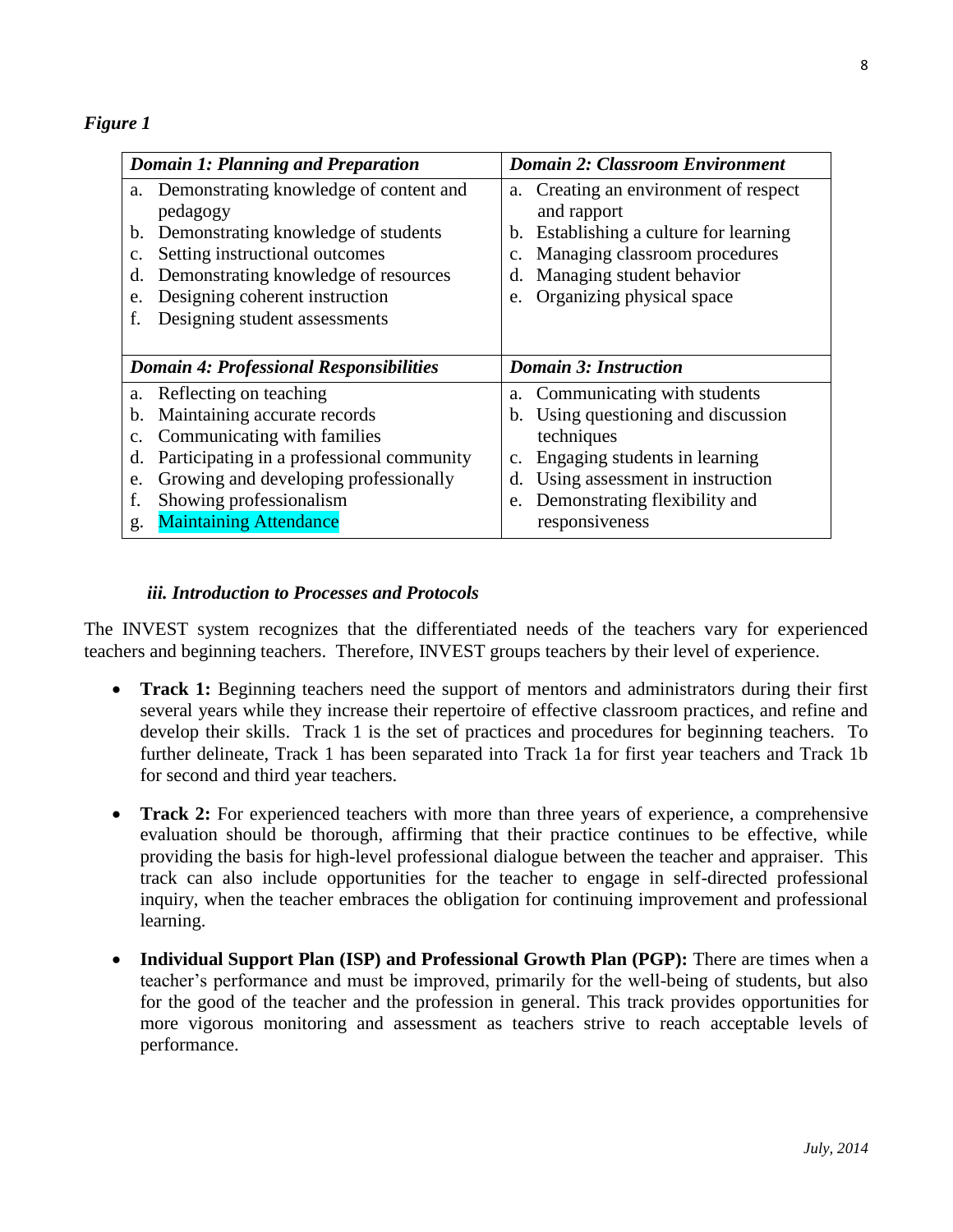*Figure 1*

| *Domain 1: Planning and Preparation* | *Domain 2: Classroom Environment* |
|---|---|
| a. Demonstrating knowledge of content and pedagogy<br>b. Demonstrating knowledge of students<br>c. Setting instructional outcomes<br>d. Demonstrating knowledge of resources<br>e. Designing coherent instruction<br>f. Designing student assessments | a. Creating an environment of respect and rapport<br>b. Establishing a culture for learning<br>c. Managing classroom procedures<br>d. Managing student behavior<br>e. Organizing physical space |
| ***Domain 4: Professional Responsibilities*** | ***Domain 3: Instruction*** |
| a. Reflecting on teaching<br>b. Maintaining accurate records<br>c. Communicating with families<br>d. Participating in a professional community<br>e. Growing and developing professionally<br>f. Showing professionalism<br>g. Maintaining Attendance | a. Communicating with students<br>b. Using questioning and discussion techniques<br>c. Engaging students in learning<br>d. Using assessment in instruction<br>e. Demonstrating flexibility and responsiveness |

### *iii. Introduction to Processes and Protocols*

The INVEST system recognizes that the differentiated needs of the teachers vary for experienced teachers and beginning teachers. Therefore, INVEST groups teachers by their level of experience.

- **Track 1:** Beginning teachers need the support of mentors and administrators during their first several years while they increase their repertoire of effective classroom practices, and refine and develop their skills. Track 1 is the set of practices and procedures for beginning teachers. To further delineate, Track 1 has been separated into Track 1a for first year teachers and Track 1b for second and third year teachers.

- **Track 2:** For experienced teachers with more than three years of experience, a comprehensive evaluation should be thorough, affirming that their practice continues to be effective, while providing the basis for high-level professional dialogue between the teacher and appraiser. This track can also include opportunities for the teacher to engage in self-directed professional inquiry, when the teacher embraces the obligation for continuing improvement and professional learning.

- **Individual Support Plan (ISP) and Professional Growth Plan (PGP):** There are times when a teacher's performance and must be improved, primarily for the well-being of students, but also for the good of the teacher and the profession in general. This track provides opportunities for more vigorous monitoring and assessment as teachers strive to reach acceptable levels of performance.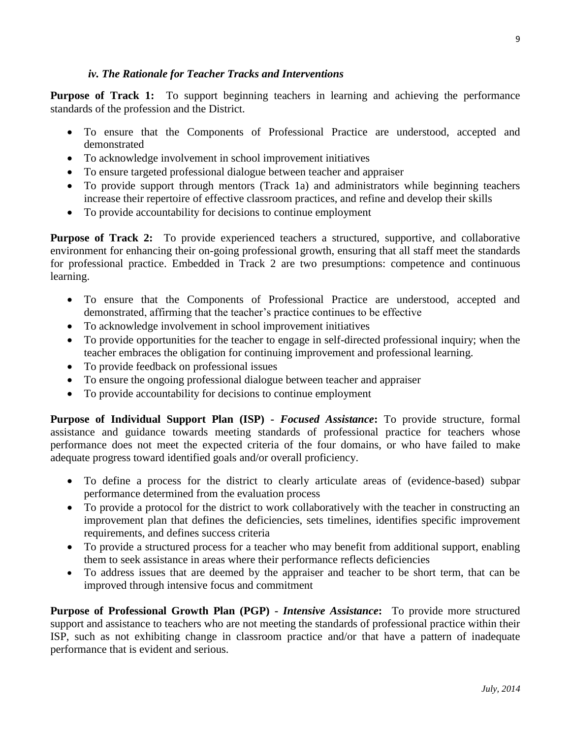### *iv. The Rationale for Teacher Tracks and Interventions*

**Purpose of Track 1:** To support beginning teachers in learning and achieving the performance standards of the profession and the District.

- To ensure that the Components of Professional Practice are understood, accepted and demonstrated
- To acknowledge involvement in school improvement initiatives
- To ensure targeted professional dialogue between teacher and appraiser
- To provide support through mentors (Track 1a) and administrators while beginning teachers increase their repertoire of effective classroom practices, and refine and develop their skills
- To provide accountability for decisions to continue employment

**Purpose of Track 2:** To provide experienced teachers a structured, supportive, and collaborative environment for enhancing their on-going professional growth, ensuring that all staff meet the standards for professional practice. Embedded in Track 2 are two presumptions: competence and continuous learning.

- To ensure that the Components of Professional Practice are understood, accepted and demonstrated, affirming that the teacher's practice continues to be effective
- To acknowledge involvement in school improvement initiatives
- To provide opportunities for the teacher to engage in self-directed professional inquiry; when the teacher embraces the obligation for continuing improvement and professional learning.
- To provide feedback on professional issues
- To ensure the ongoing professional dialogue between teacher and appraiser
- To provide accountability for decisions to continue employment

**Purpose of Individual Support Plan (ISP) -** ***Focused Assistance*****:** To provide structure, formal assistance and guidance towards meeting standards of professional practice for teachers whose performance does not meet the expected criteria of the four domains, or who have failed to make adequate progress toward identified goals and/or overall proficiency.

- To define a process for the district to clearly articulate areas of (evidence-based) subpar performance determined from the evaluation process
- To provide a protocol for the district to work collaboratively with the teacher in constructing an improvement plan that defines the deficiencies, sets timelines, identifies specific improvement requirements, and defines success criteria
- To provide a structured process for a teacher who may benefit from additional support, enabling them to seek assistance in areas where their performance reflects deficiencies
- To address issues that are deemed by the appraiser and teacher to be short term, that can be improved through intensive focus and commitment

**Purpose of Professional Growth Plan (PGP) -** ***Intensive Assistance*****:** To provide more structured support and assistance to teachers who are not meeting the standards of professional practice within their ISP, such as not exhibiting change in classroom practice and/or that have a pattern of inadequate performance that is evident and serious.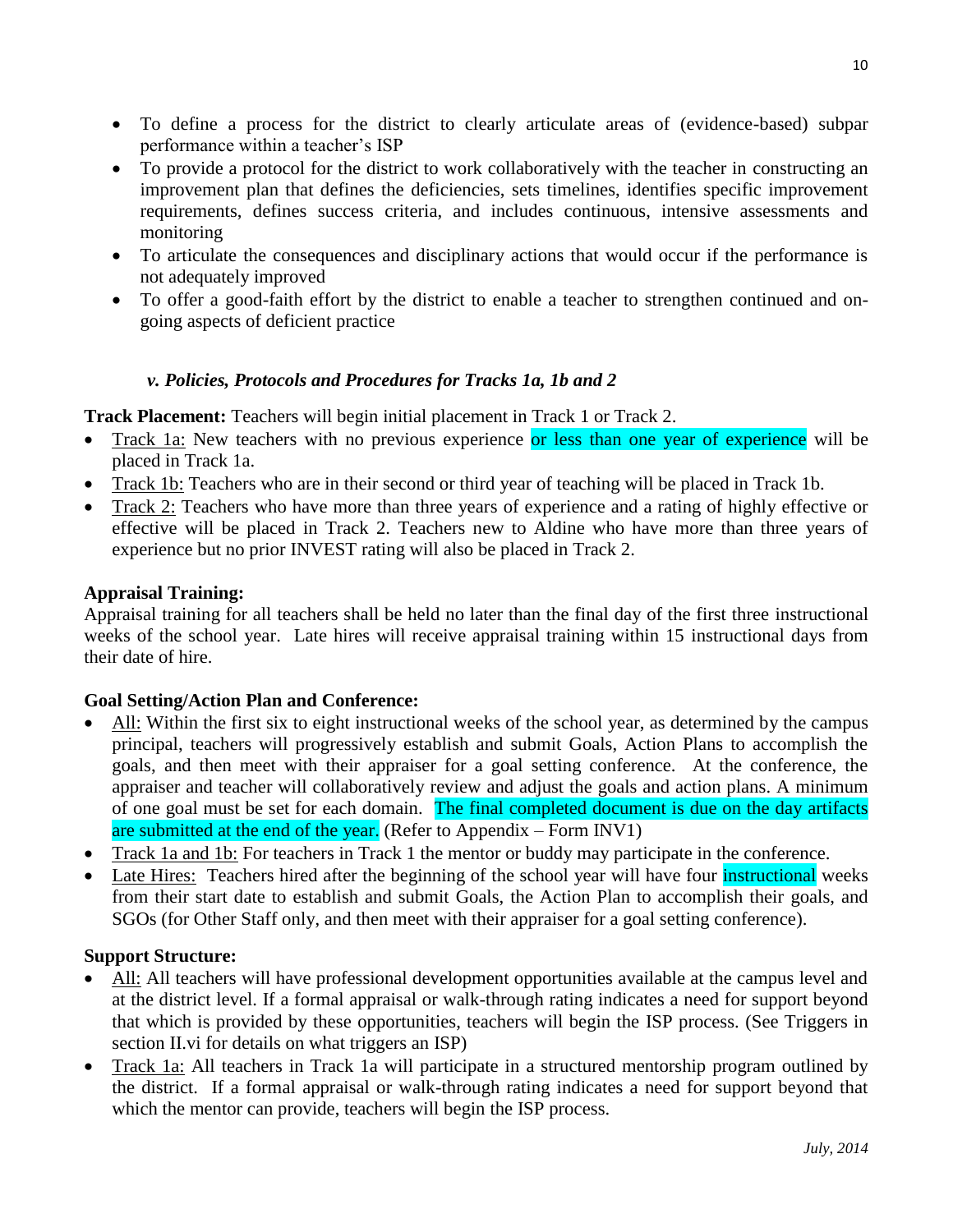- To define a process for the district to clearly articulate areas of (evidence-based) subpar performance within a teacher's ISP
- To provide a protocol for the district to work collaboratively with the teacher in constructing an improvement plan that defines the deficiencies, sets timelines, identifies specific improvement requirements, defines success criteria, and includes continuous, intensive assessments and monitoring
- To articulate the consequences and disciplinary actions that would occur if the performance is not adequately improved
- To offer a good-faith effort by the district to enable a teacher to strengthen continued and on-going aspects of deficient practice

### *v. Policies, Protocols and Procedures for Tracks 1a, 1b and 2*

**Track Placement:** Teachers will begin initial placement in Track 1 or Track 2.

- Track 1a: New teachers with no previous experience or less than one year of experience will be placed in Track 1a.
- Track 1b: Teachers who are in their second or third year of teaching will be placed in Track 1b.
- Track 2: Teachers who have more than three years of experience and a rating of highly effective or effective will be placed in Track 2. Teachers new to Aldine who have more than three years of experience but no prior INVEST rating will also be placed in Track 2.

**Appraisal Training:**

Appraisal training for all teachers shall be held no later than the final day of the first three instructional weeks of the school year. Late hires will receive appraisal training within 15 instructional days from their date of hire.

**Goal Setting/Action Plan and Conference:**

- All: Within the first six to eight instructional weeks of the school year, as determined by the campus principal, teachers will progressively establish and submit Goals, Action Plans to accomplish the goals, and then meet with their appraiser for a goal setting conference. At the conference, the appraiser and teacher will collaboratively review and adjust the goals and action plans. A minimum of one goal must be set for each domain. The final completed document is due on the day artifacts are submitted at the end of the year. (Refer to Appendix – Form INV1)
- Track 1a and 1b: For teachers in Track 1 the mentor or buddy may participate in the conference.
- Late Hires: Teachers hired after the beginning of the school year will have four instructional weeks from their start date to establish and submit Goals, the Action Plan to accomplish their goals, and SGOs (for Other Staff only, and then meet with their appraiser for a goal setting conference).

**Support Structure:**

- All: All teachers will have professional development opportunities available at the campus level and at the district level. If a formal appraisal or walk-through rating indicates a need for support beyond that which is provided by these opportunities, teachers will begin the ISP process. (See Triggers in section II.vi for details on what triggers an ISP)
- Track 1a: All teachers in Track 1a will participate in a structured mentorship program outlined by the district. If a formal appraisal or walk-through rating indicates a need for support beyond that which the mentor can provide, teachers will begin the ISP process.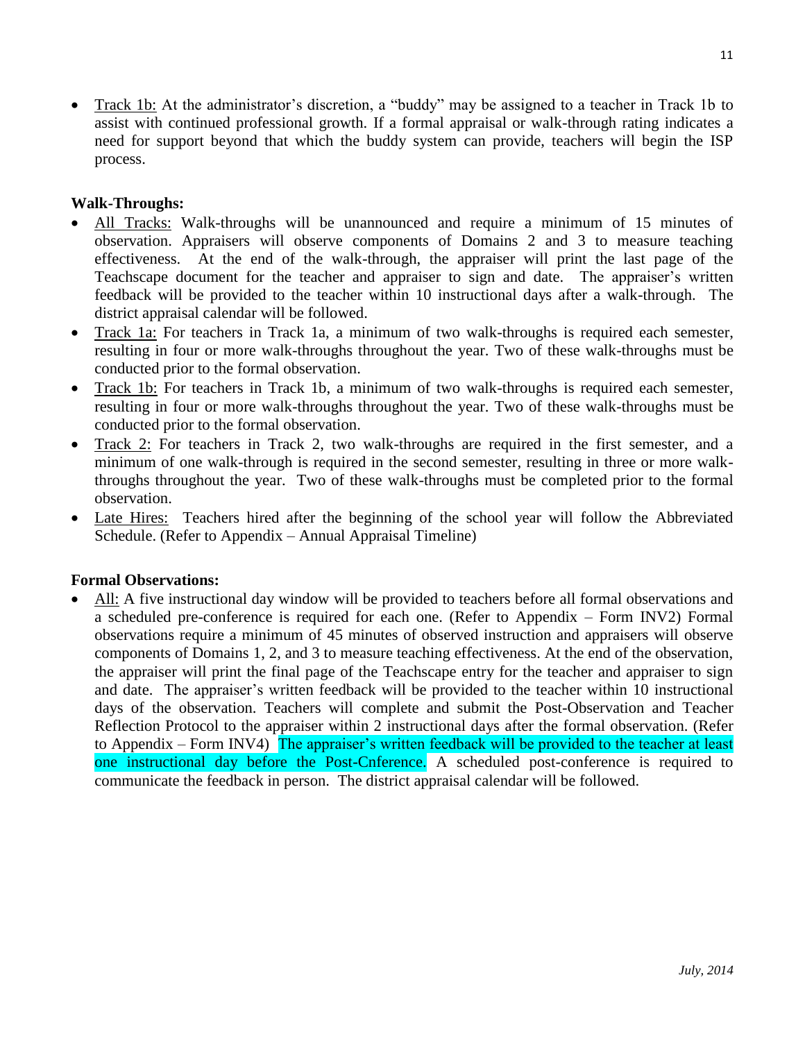- Track 1b: At the administrator's discretion, a "buddy" may be assigned to a teacher in Track 1b to assist with continued professional growth. If a formal appraisal or walk-through rating indicates a need for support beyond that which the buddy system can provide, teachers will begin the ISP process.

**Walk-Throughs:**

- All Tracks: Walk-throughs will be unannounced and require a minimum of 15 minutes of observation. Appraisers will observe components of Domains 2 and 3 to measure teaching effectiveness. At the end of the walk-through, the appraiser will print the last page of the Teachscape document for the teacher and appraiser to sign and date. The appraiser's written feedback will be provided to the teacher within 10 instructional days after a walk-through. The district appraisal calendar will be followed.
- Track 1a: For teachers in Track 1a, a minimum of two walk-throughs is required each semester, resulting in four or more walk-throughs throughout the year. Two of these walk-throughs must be conducted prior to the formal observation.
- Track 1b: For teachers in Track 1b, a minimum of two walk-throughs is required each semester, resulting in four or more walk-throughs throughout the year. Two of these walk-throughs must be conducted prior to the formal observation.
- Track 2: For teachers in Track 2, two walk-throughs are required in the first semester, and a minimum of one walk-through is required in the second semester, resulting in three or more walk-throughs throughout the year. Two of these walk-throughs must be completed prior to the formal observation.
- Late Hires: Teachers hired after the beginning of the school year will follow the Abbreviated Schedule. (Refer to Appendix – Annual Appraisal Timeline)

**Formal Observations:**

- All: A five instructional day window will be provided to teachers before all formal observations and a scheduled pre-conference is required for each one. (Refer to Appendix – Form INV2) Formal observations require a minimum of 45 minutes of observed instruction and appraisers will observe components of Domains 1, 2, and 3 to measure teaching effectiveness. At the end of the observation, the appraiser will print the final page of the Teachscape entry for the teacher and appraiser to sign and date. The appraiser's written feedback will be provided to the teacher within 10 instructional days of the observation. Teachers will complete and submit the Post-Observation and Teacher Reflection Protocol to the appraiser within 2 instructional days after the formal observation. (Refer to Appendix – Form INV4) The appraiser's written feedback will be provided to the teacher at least one instructional day before the Post-Cnference. A scheduled post-conference is required to communicate the feedback in person. The district appraisal calendar will be followed.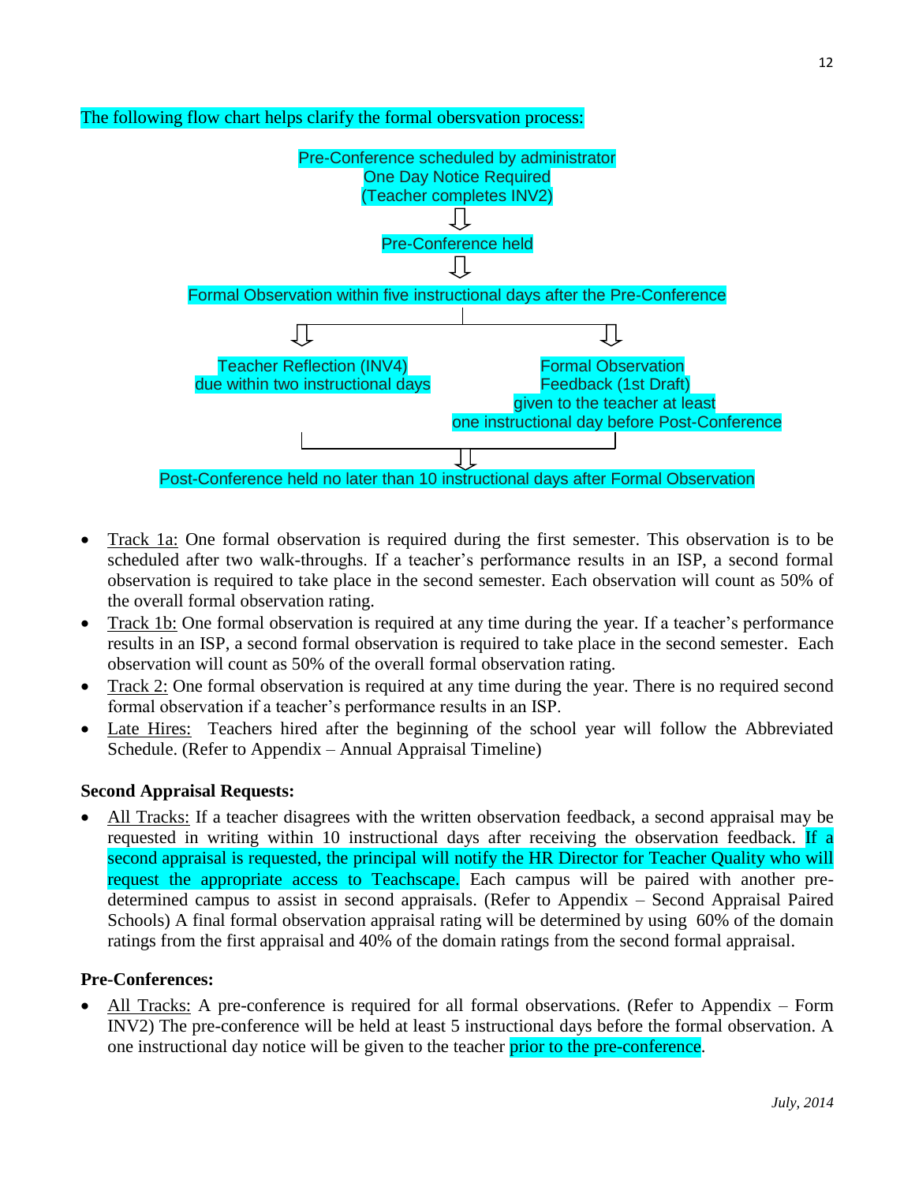The following flow chart helps clarify the formal obersvation process:

Pre-Conference scheduled by administrator
One Day Notice Required
(Teacher completes INV2)

⇩

Pre-Conference held

⇩

Formal Observation within five instructional days after the Pre-Conference

⇩ ⇩

Teacher Reflection (INV4) due within two instructional days

Formal Observation Feedback (1st Draft) given to the teacher at least one instructional day before Post-Conference

⇩

Post-Conference held no later than 10 instructional days after Formal Observation

- Track 1a: One formal observation is required during the first semester. This observation is to be scheduled after two walk-throughs. If a teacher's performance results in an ISP, a second formal observation is required to take place in the second semester. Each observation will count as 50% of the overall formal observation rating.
- Track 1b: One formal observation is required at any time during the year. If a teacher's performance results in an ISP, a second formal observation is required to take place in the second semester. Each observation will count as 50% of the overall formal observation rating.
- Track 2: One formal observation is required at any time during the year. There is no required second formal observation if a teacher's performance results in an ISP.
- Late Hires: Teachers hired after the beginning of the school year will follow the Abbreviated Schedule. (Refer to Appendix – Annual Appraisal Timeline)

**Second Appraisal Requests:**

- All Tracks: If a teacher disagrees with the written observation feedback, a second appraisal may be requested in writing within 10 instructional days after receiving the observation feedback. If a second appraisal is requested, the principal will notify the HR Director for Teacher Quality who will request the appropriate access to Teachscape. Each campus will be paired with another pre-determined campus to assist in second appraisals. (Refer to Appendix – Second Appraisal Paired Schools) A final formal observation appraisal rating will be determined by using 60% of the domain ratings from the first appraisal and 40% of the domain ratings from the second formal appraisal.

**Pre-Conferences:**

- All Tracks: A pre-conference is required for all formal observations. (Refer to Appendix – Form INV2) The pre-conference will be held at least 5 instructional days before the formal observation. A one instructional day notice will be given to the teacher prior to the pre-conference.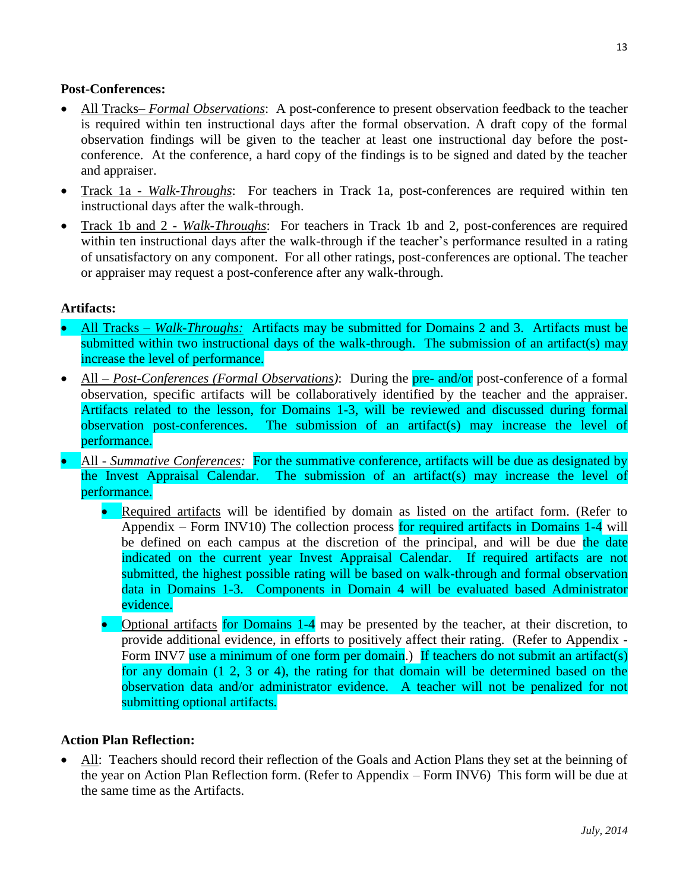**Post-Conferences:**

- All Tracks– *Formal Observations*: A post-conference to present observation feedback to the teacher is required within ten instructional days after the formal observation. A draft copy of the formal observation findings will be given to the teacher at least one instructional day before the post-conference. At the conference, a hard copy of the findings is to be signed and dated by the teacher and appraiser.
- Track 1a - *Walk-Throughs*: For teachers in Track 1a, post-conferences are required within ten instructional days after the walk-through.
- Track 1b and 2 - *Walk-Throughs*: For teachers in Track 1b and 2, post-conferences are required within ten instructional days after the walk-through if the teacher's performance resulted in a rating of unsatisfactory on any component. For all other ratings, post-conferences are optional. The teacher or appraiser may request a post-conference after any walk-through.

**Artifacts:**

- All Tracks – *Walk-Throughs:* Artifacts may be submitted for Domains 2 and 3. Artifacts must be submitted within two instructional days of the walk-through. The submission of an artifact(s) may increase the level of performance.
- All – *Post-Conferences (Formal Observations)*: During the pre- and/or post-conference of a formal observation, specific artifacts will be collaboratively identified by the teacher and the appraiser. Artifacts related to the lesson, for Domains 1-3, will be reviewed and discussed during formal observation post-conferences. The submission of an artifact(s) may increase the level of performance.
- All - *Summative Conferences:* For the summative conference, artifacts will be due as designated by the Invest Appraisal Calendar. The submission of an artifact(s) may increase the level of performance.
    - Required artifacts will be identified by domain as listed on the artifact form. (Refer to Appendix – Form INV10) The collection process for required artifacts in Domains 1-4 will be defined on each campus at the discretion of the principal, and will be due the date indicated on the current year Invest Appraisal Calendar. If required artifacts are not submitted, the highest possible rating will be based on walk-through and formal observation data in Domains 1-3. Components in Domain 4 will be evaluated based Administrator evidence.
    - Optional artifacts for Domains 1-4 may be presented by the teacher, at their discretion, to provide additional evidence, in efforts to positively affect their rating. (Refer to Appendix - Form INV7 use a minimum of one form per domain.) If teachers do not submit an artifact(s) for any domain (1 2, 3 or 4), the rating for that domain will be determined based on the observation data and/or administrator evidence. A teacher will not be penalized for not submitting optional artifacts.

**Action Plan Reflection:**

- All: Teachers should record their reflection of the Goals and Action Plans they set at the beinning of the year on Action Plan Reflection form. (Refer to Appendix – Form INV6) This form will be due at the same time as the Artifacts.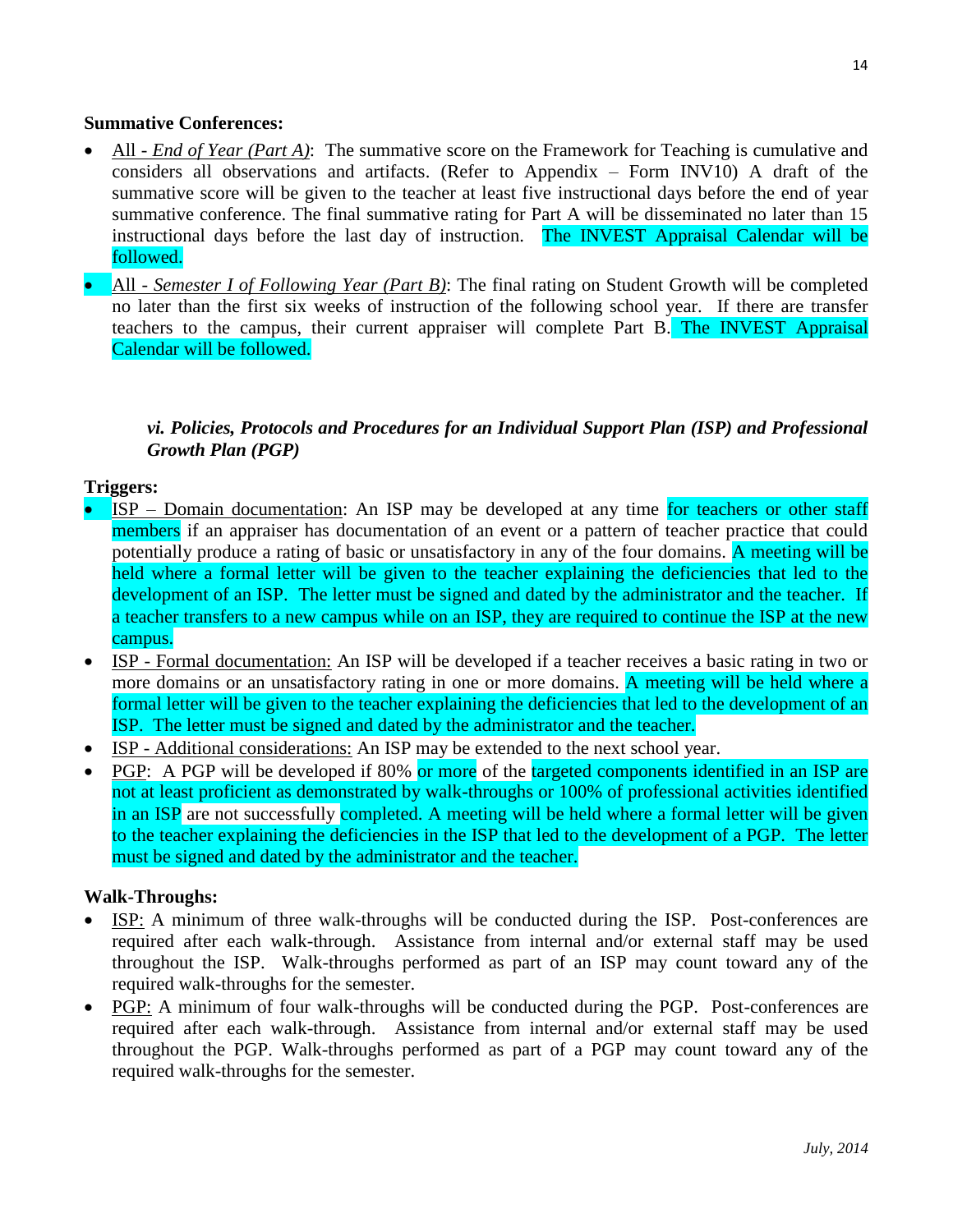**Summative Conferences:**

- All - *End of Year (Part A)*: The summative score on the Framework for Teaching is cumulative and considers all observations and artifacts. (Refer to Appendix – Form INV10) A draft of the summative score will be given to the teacher at least five instructional days before the end of year summative conference. The final summative rating for Part A will be disseminated no later than 15 instructional days before the last day of instruction. The INVEST Appraisal Calendar will be followed.
- All - *Semester I of Following Year (Part B)*: The final rating on Student Growth will be completed no later than the first six weeks of instruction of the following school year. If there are transfer teachers to the campus, their current appraiser will complete Part B. The INVEST Appraisal Calendar will be followed.

***vi. Policies, Protocols and Procedures for an Individual Support Plan (ISP) and Professional Growth Plan (PGP)***

**Triggers:**

- ISP – Domain documentation: An ISP may be developed at any time for teachers or other staff members if an appraiser has documentation of an event or a pattern of teacher practice that could potentially produce a rating of basic or unsatisfactory in any of the four domains. A meeting will be held where a formal letter will be given to the teacher explaining the deficiencies that led to the development of an ISP. The letter must be signed and dated by the administrator and the teacher. If a teacher transfers to a new campus while on an ISP, they are required to continue the ISP at the new campus.
- ISP - Formal documentation: An ISP will be developed if a teacher receives a basic rating in two or more domains or an unsatisfactory rating in one or more domains. A meeting will be held where a formal letter will be given to the teacher explaining the deficiencies that led to the development of an ISP. The letter must be signed and dated by the administrator and the teacher.
- ISP - Additional considerations: An ISP may be extended to the next school year.
- PGP: A PGP will be developed if 80% or more of the targeted components identified in an ISP are not at least proficient as demonstrated by walk-throughs or 100% of professional activities identified in an ISP are not successfully completed. A meeting will be held where a formal letter will be given to the teacher explaining the deficiencies in the ISP that led to the development of a PGP. The letter must be signed and dated by the administrator and the teacher.

**Walk-Throughs:**

- ISP: A minimum of three walk-throughs will be conducted during the ISP. Post-conferences are required after each walk-through. Assistance from internal and/or external staff may be used throughout the ISP. Walk-throughs performed as part of an ISP may count toward any of the required walk-throughs for the semester.
- PGP: A minimum of four walk-throughs will be conducted during the PGP. Post-conferences are required after each walk-through. Assistance from internal and/or external staff may be used throughout the PGP. Walk-throughs performed as part of a PGP may count toward any of the required walk-throughs for the semester.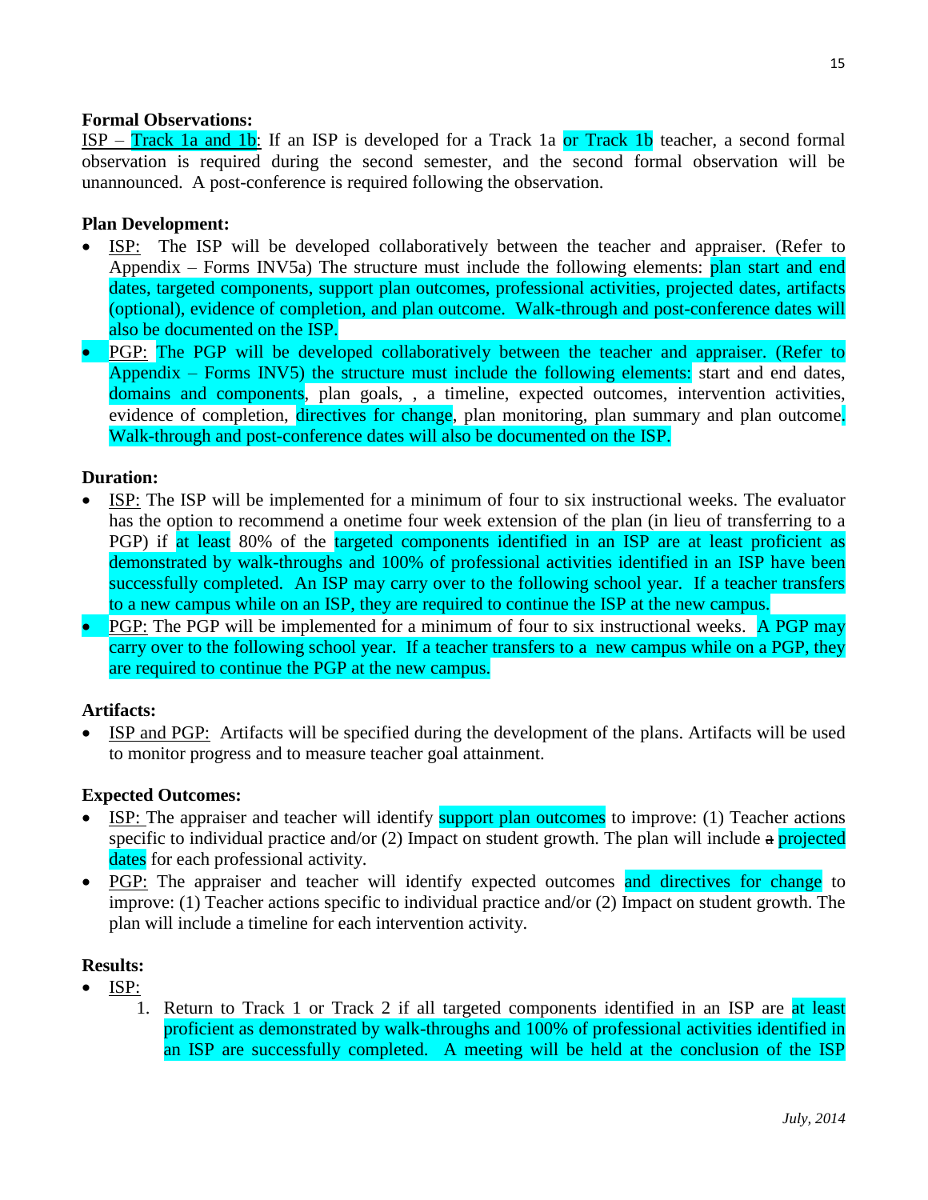**Formal Observations:**

ISP – Track 1a and 1b: If an ISP is developed for a Track 1a or Track 1b teacher, a second formal observation is required during the second semester, and the second formal observation will be unannounced. A post-conference is required following the observation.

**Plan Development:**

- ISP: The ISP will be developed collaboratively between the teacher and appraiser. (Refer to Appendix – Forms INV5a) The structure must include the following elements: plan start and end dates, targeted components, support plan outcomes, professional activities, projected dates, artifacts (optional), evidence of completion, and plan outcome. Walk-through and post-conference dates will also be documented on the ISP.
- PGP: The PGP will be developed collaboratively between the teacher and appraiser. (Refer to Appendix – Forms INV5) the structure must include the following elements: start and end dates, domains and components, plan goals, , a timeline, expected outcomes, intervention activities, evidence of completion, directives for change, plan monitoring, plan summary and plan outcome. Walk-through and post-conference dates will also be documented on the ISP.

**Duration:**

- ISP: The ISP will be implemented for a minimum of four to six instructional weeks. The evaluator has the option to recommend a onetime four week extension of the plan (in lieu of transferring to a PGP) if at least 80% of the targeted components identified in an ISP are at least proficient as demonstrated by walk-throughs and 100% of professional activities identified in an ISP have been successfully completed. An ISP may carry over to the following school year. If a teacher transfers to a new campus while on an ISP, they are required to continue the ISP at the new campus.
- PGP: The PGP will be implemented for a minimum of four to six instructional weeks. A PGP may carry over to the following school year. If a teacher transfers to a new campus while on a PGP, they are required to continue the PGP at the new campus.

**Artifacts:**

- ISP and PGP: Artifacts will be specified during the development of the plans. Artifacts will be used to monitor progress and to measure teacher goal attainment.

**Expected Outcomes:**

- ISP: The appraiser and teacher will identify support plan outcomes to improve: (1) Teacher actions specific to individual practice and/or (2) Impact on student growth. The plan will include ~~a~~ projected dates for each professional activity.
- PGP: The appraiser and teacher will identify expected outcomes and directives for change to improve: (1) Teacher actions specific to individual practice and/or (2) Impact on student growth. The plan will include a timeline for each intervention activity.

**Results:**

- ISP:
    1. Return to Track 1 or Track 2 if all targeted components identified in an ISP are at least proficient as demonstrated by walk-throughs and 100% of professional activities identified in an ISP are successfully completed. A meeting will be held at the conclusion of the ISP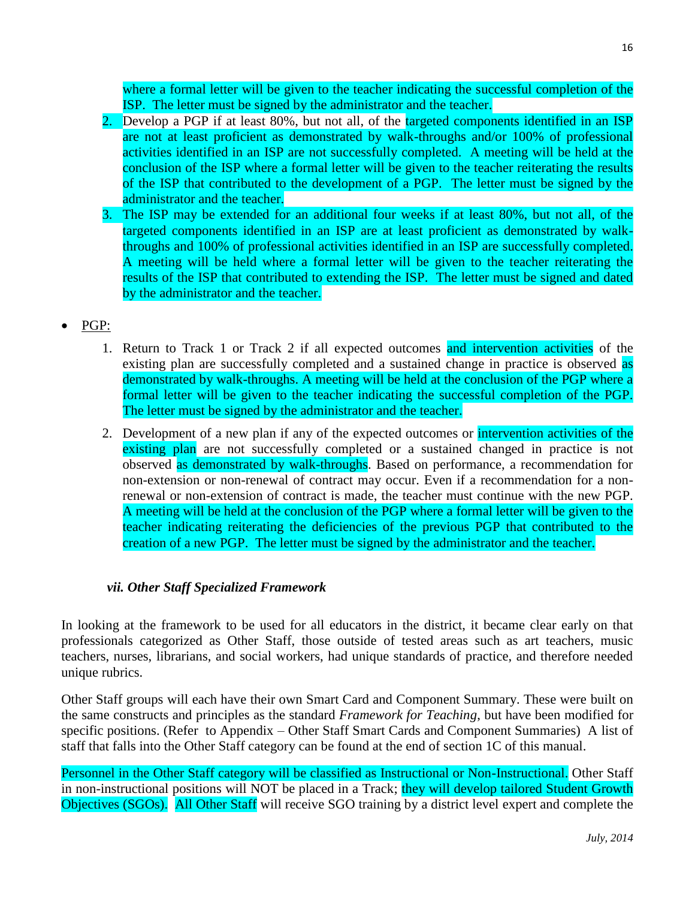where a formal letter will be given to the teacher indicating the successful completion of the ISP. The letter must be signed by the administrator and the teacher.

2. Develop a PGP if at least 80%, but not all, of the targeted components identified in an ISP are not at least proficient as demonstrated by walk-throughs and/or 100% of professional activities identified in an ISP are not successfully completed. A meeting will be held at the conclusion of the ISP where a formal letter will be given to the teacher reiterating the results of the ISP that contributed to the development of a PGP. The letter must be signed by the administrator and the teacher.
3. The ISP may be extended for an additional four weeks if at least 80%, but not all, of the targeted components identified in an ISP are at least proficient as demonstrated by walk-throughs and 100% of professional activities identified in an ISP are successfully completed. A meeting will be held where a formal letter will be given to the teacher reiterating the results of the ISP that contributed to extending the ISP. The letter must be signed and dated by the administrator and the teacher.

- PGP:
    1. Return to Track 1 or Track 2 if all expected outcomes and intervention activities of the existing plan are successfully completed and a sustained change in practice is observed as demonstrated by walk-throughs. A meeting will be held at the conclusion of the PGP where a formal letter will be given to the teacher indicating the successful completion of the PGP. The letter must be signed by the administrator and the teacher.
    2. Development of a new plan if any of the expected outcomes or intervention activities of the existing plan are not successfully completed or a sustained changed in practice is not observed as demonstrated by walk-throughs. Based on performance, a recommendation for non-extension or non-renewal of contract may occur. Even if a recommendation for a non-renewal or non-extension of contract is made, the teacher must continue with the new PGP. A meeting will be held at the conclusion of the PGP where a formal letter will be given to the teacher indicating reiterating the deficiencies of the previous PGP that contributed to the creation of a new PGP. The letter must be signed by the administrator and the teacher.

### *vii. Other Staff Specialized Framework*

In looking at the framework to be used for all educators in the district, it became clear early on that professionals categorized as Other Staff, those outside of tested areas such as art teachers, music teachers, nurses, librarians, and social workers, had unique standards of practice, and therefore needed unique rubrics.

Other Staff groups will each have their own Smart Card and Component Summary. These were built on the same constructs and principles as the standard *Framework for Teaching*, but have been modified for specific positions. (Refer to Appendix – Other Staff Smart Cards and Component Summaries) A list of staff that falls into the Other Staff category can be found at the end of section 1C of this manual.

Personnel in the Other Staff category will be classified as Instructional or Non-Instructional. Other Staff in non-instructional positions will NOT be placed in a Track; they will develop tailored Student Growth Objectives (SGOs). All Other Staff will receive SGO training by a district level expert and complete the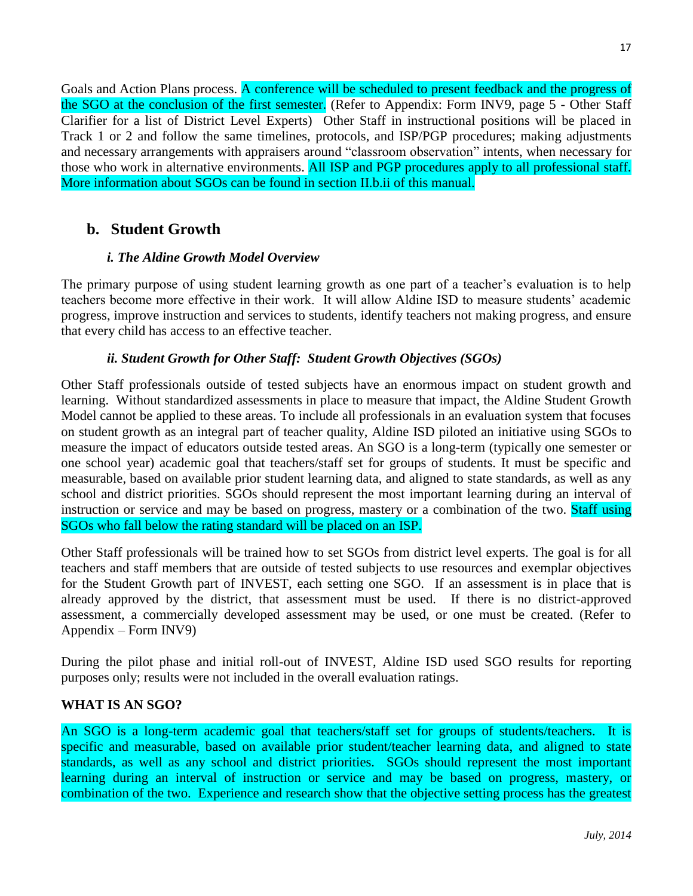Goals and Action Plans process. A conference will be scheduled to present feedback and the progress of the SGO at the conclusion of the first semester. (Refer to Appendix: Form INV9, page 5 - Other Staff Clarifier for a list of District Level Experts) Other Staff in instructional positions will be placed in Track 1 or 2 and follow the same timelines, protocols, and ISP/PGP procedures; making adjustments and necessary arrangements with appraisers around "classroom observation" intents, when necessary for those who work in alternative environments. All ISP and PGP procedures apply to all professional staff. More information about SGOs can be found in section II.b.ii of this manual.

## b. Student Growth

### *i. The Aldine Growth Model Overview*

The primary purpose of using student learning growth as one part of a teacher's evaluation is to help teachers become more effective in their work. It will allow Aldine ISD to measure students' academic progress, improve instruction and services to students, identify teachers not making progress, and ensure that every child has access to an effective teacher.

### *ii. Student Growth for Other Staff: Student Growth Objectives (SGOs)*

Other Staff professionals outside of tested subjects have an enormous impact on student growth and learning. Without standardized assessments in place to measure that impact, the Aldine Student Growth Model cannot be applied to these areas. To include all professionals in an evaluation system that focuses on student growth as an integral part of teacher quality, Aldine ISD piloted an initiative using SGOs to measure the impact of educators outside tested areas. An SGO is a long-term (typically one semester or one school year) academic goal that teachers/staff set for groups of students. It must be specific and measurable, based on available prior student learning data, and aligned to state standards, as well as any school and district priorities. SGOs should represent the most important learning during an interval of instruction or service and may be based on progress, mastery or a combination of the two. Staff using SGOs who fall below the rating standard will be placed on an ISP.

Other Staff professionals will be trained how to set SGOs from district level experts. The goal is for all teachers and staff members that are outside of tested subjects to use resources and exemplar objectives for the Student Growth part of INVEST, each setting one SGO. If an assessment is in place that is already approved by the district, that assessment must be used. If there is no district-approved assessment, a commercially developed assessment may be used, or one must be created. (Refer to Appendix – Form INV9)

During the pilot phase and initial roll-out of INVEST, Aldine ISD used SGO results for reporting purposes only; results were not included in the overall evaluation ratings.

**WHAT IS AN SGO?**

An SGO is a long-term academic goal that teachers/staff set for groups of students/teachers. It is specific and measurable, based on available prior student/teacher learning data, and aligned to state standards, as well as any school and district priorities. SGOs should represent the most important learning during an interval of instruction or service and may be based on progress, mastery, or combination of the two. Experience and research show that the objective setting process has the greatest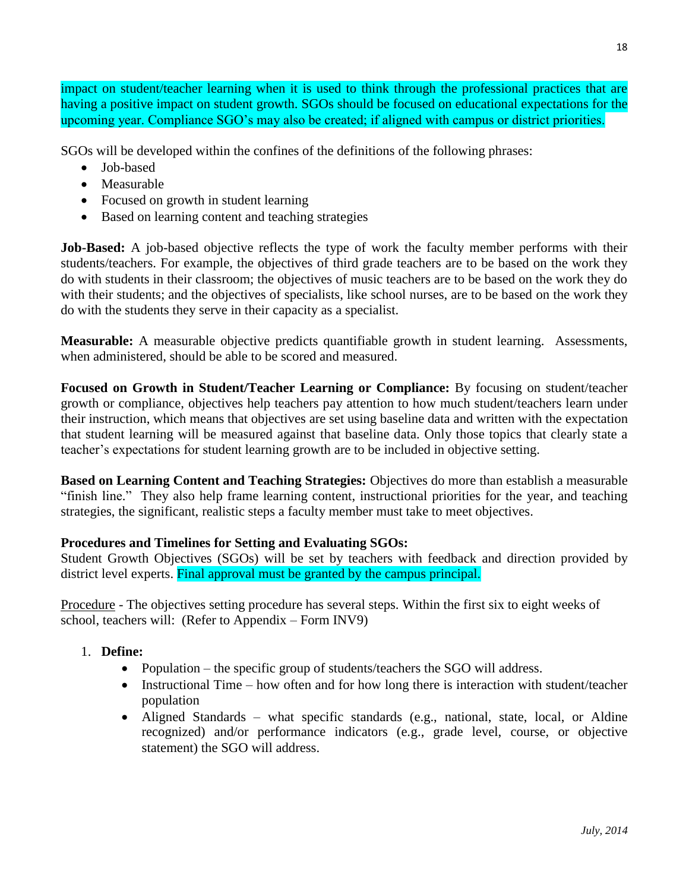impact on student/teacher learning when it is used to think through the professional practices that are having a positive impact on student growth. SGOs should be focused on educational expectations for the upcoming year. Compliance SGO's may also be created; if aligned with campus or district priorities.

SGOs will be developed within the confines of the definitions of the following phrases:

- Job-based
- Measurable
- Focused on growth in student learning
- Based on learning content and teaching strategies

**Job-Based:** A job-based objective reflects the type of work the faculty member performs with their students/teachers. For example, the objectives of third grade teachers are to be based on the work they do with students in their classroom; the objectives of music teachers are to be based on the work they do with their students; and the objectives of specialists, like school nurses, are to be based on the work they do with the students they serve in their capacity as a specialist.

**Measurable:** A measurable objective predicts quantifiable growth in student learning. Assessments, when administered, should be able to be scored and measured.

**Focused on Growth in Student/Teacher Learning or Compliance:** By focusing on student/teacher growth or compliance, objectives help teachers pay attention to how much student/teachers learn under their instruction, which means that objectives are set using baseline data and written with the expectation that student learning will be measured against that baseline data. Only those topics that clearly state a teacher's expectations for student learning growth are to be included in objective setting.

**Based on Learning Content and Teaching Strategies:** Objectives do more than establish a measurable "finish line." They also help frame learning content, instructional priorities for the year, and teaching strategies, the significant, realistic steps a faculty member must take to meet objectives.

**Procedures and Timelines for Setting and Evaluating SGOs:**
Student Growth Objectives (SGOs) will be set by teachers with feedback and direction provided by district level experts. Final approval must be granted by the campus principal.

Procedure - The objectives setting procedure has several steps. Within the first six to eight weeks of school, teachers will: (Refer to Appendix – Form INV9)

1. **Define:**
   - Population – the specific group of students/teachers the SGO will address.
   - Instructional Time – how often and for how long there is interaction with student/teacher population
   - Aligned Standards – what specific standards (e.g., national, state, local, or Aldine recognized) and/or performance indicators (e.g., grade level, course, or objective statement) the SGO will address.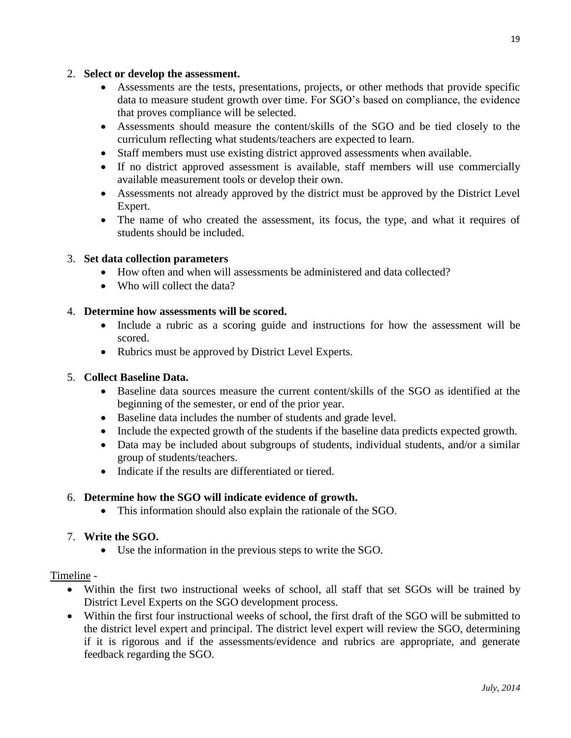2. **Select or develop the assessment.**
    - Assessments are the tests, presentations, projects, or other methods that provide specific data to measure student growth over time. For SGO's based on compliance, the evidence that proves compliance will be selected.
    - Assessments should measure the content/skills of the SGO and be tied closely to the curriculum reflecting what students/teachers are expected to learn.
    - Staff members must use existing district approved assessments when available.
    - If no district approved assessment is available, staff members will use commercially available measurement tools or develop their own.
    - Assessments not already approved by the district must be approved by the District Level Expert.
    - The name of who created the assessment, its focus, the type, and what it requires of students should be included.

3. **Set data collection parameters**
    - How often and when will assessments be administered and data collected?
    - Who will collect the data?

4. **Determine how assessments will be scored.**
    - Include a rubric as a scoring guide and instructions for how the assessment will be scored.
    - Rubrics must be approved by District Level Experts.

5. **Collect Baseline Data.**
    - Baseline data sources measure the current content/skills of the SGO as identified at the beginning of the semester, or end of the prior year.
    - Baseline data includes the number of students and grade level.
    - Include the expected growth of the students if the baseline data predicts expected growth.
    - Data may be included about subgroups of students, individual students, and/or a similar group of students/teachers.
    - Indicate if the results are differentiated or tiered.

6. **Determine how the SGO will indicate evidence of growth.**
    - This information should also explain the rationale of the SGO.

7. **Write the SGO.**
    - Use the information in the previous steps to write the SGO.

<u>Timeline</u> -

- Within the first two instructional weeks of school, all staff that set SGOs will be trained by District Level Experts on the SGO development process.
- Within the first four instructional weeks of school, the first draft of the SGO will be submitted to the district level expert and principal. The district level expert will review the SGO, determining if it is rigorous and if the assessments/evidence and rubrics are appropriate, and generate feedback regarding the SGO.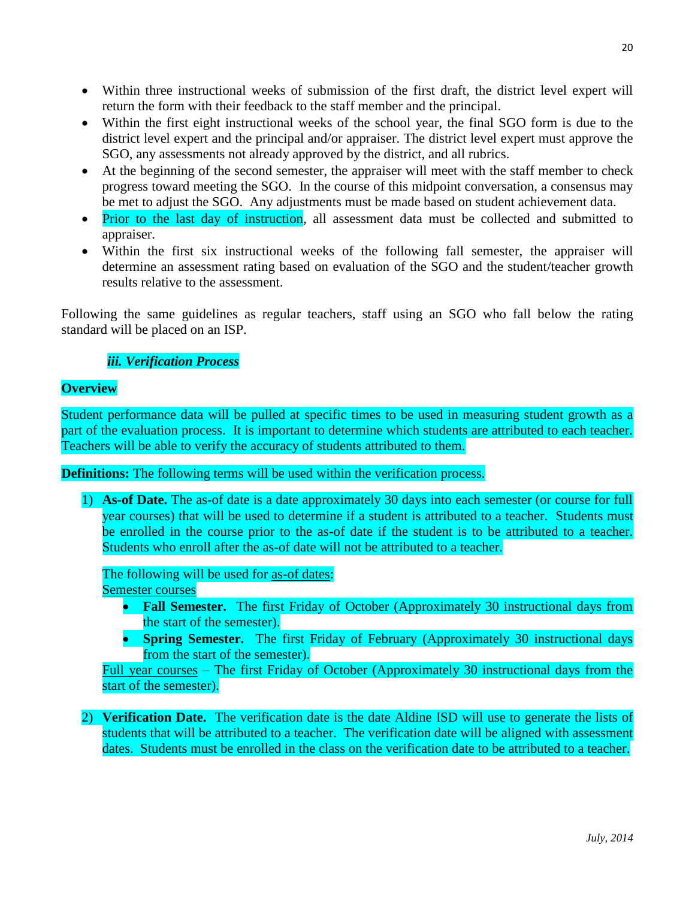- Within three instructional weeks of submission of the first draft, the district level expert will return the form with their feedback to the staff member and the principal.
- Within the first eight instructional weeks of the school year, the final SGO form is due to the district level expert and the principal and/or appraiser. The district level expert must approve the SGO, any assessments not already approved by the district, and all rubrics.
- At the beginning of the second semester, the appraiser will meet with the staff member to check progress toward meeting the SGO. In the course of this midpoint conversation, a consensus may be met to adjust the SGO. Any adjustments must be made based on student achievement data.
- Prior to the last day of instruction, all assessment data must be collected and submitted to appraiser.
- Within the first six instructional weeks of the following fall semester, the appraiser will determine an assessment rating based on evaluation of the SGO and the student/teacher growth results relative to the assessment.

Following the same guidelines as regular teachers, staff using an SGO who fall below the rating standard will be placed on an ISP.

### *iii. Verification Process*

**Overview**

Student performance data will be pulled at specific times to be used in measuring student growth as a part of the evaluation process. It is important to determine which students are attributed to each teacher. Teachers will be able to verify the accuracy of students attributed to them.

**Definitions:** The following terms will be used within the verification process.

1) **As-of Date.** The as-of date is a date approximately 30 days into each semester (or course for full year courses) that will be used to determine if a student is attributed to a teacher. Students must be enrolled in the course prior to the as-of date if the student is to be attributed to a teacher. Students who enroll after the as-of date will not be attributed to a teacher.

   The following will be used for as-of dates:
   Semester courses
   - **Fall Semester.** The first Friday of October (Approximately 30 instructional days from the start of the semester).
   - **Spring Semester.** The first Friday of February (Approximately 30 instructional days from the start of the semester).

   Full year courses – The first Friday of October (Approximately 30 instructional days from the start of the semester).

2) **Verification Date.** The verification date is the date Aldine ISD will use to generate the lists of students that will be attributed to a teacher. The verification date will be aligned with assessment dates. Students must be enrolled in the class on the verification date to be attributed to a teacher.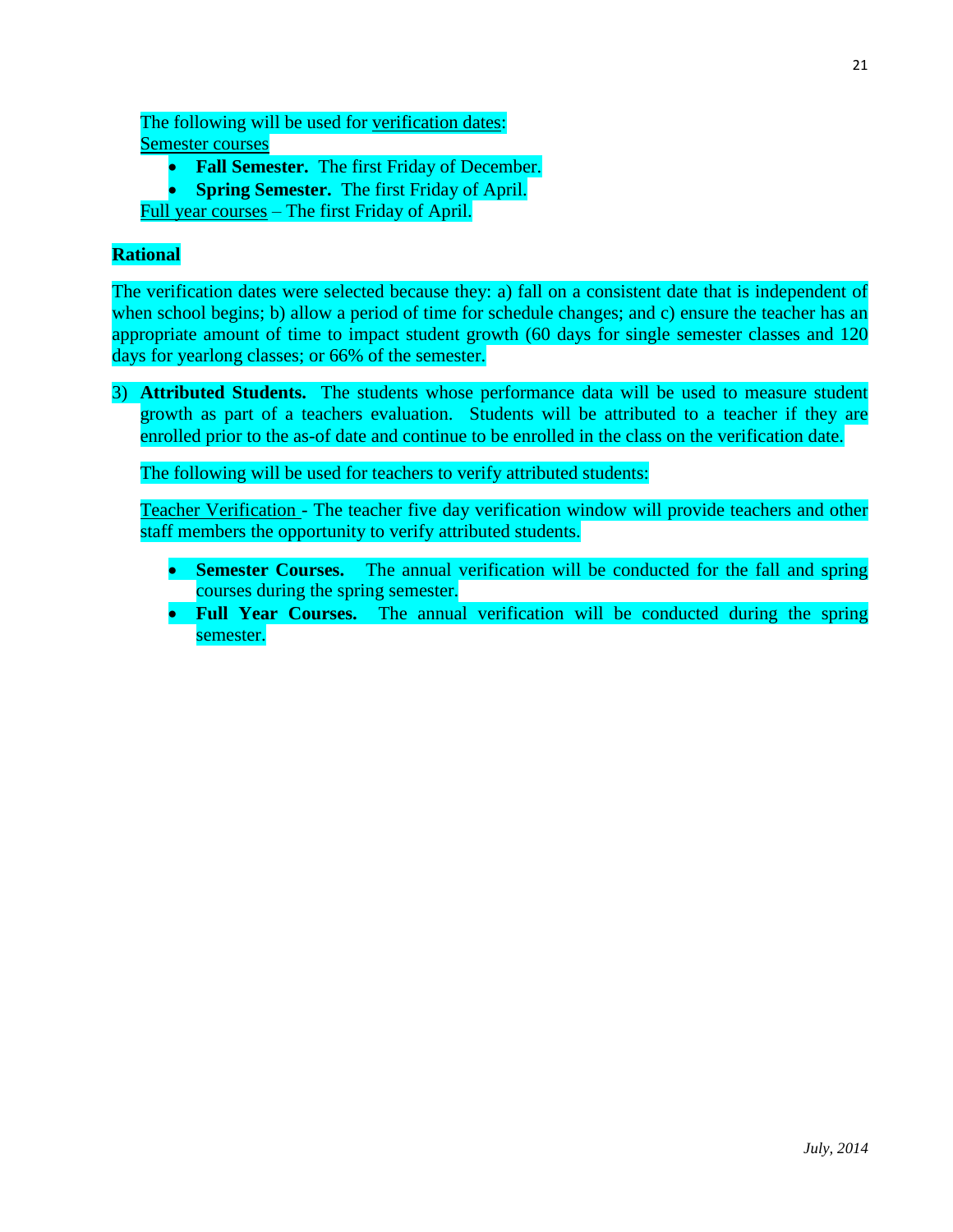The following will be used for verification dates:
Semester courses

- **Fall Semester.** The first Friday of December.
- **Spring Semester.** The first Friday of April.

Full year courses – The first Friday of April.

**Rational**

The verification dates were selected because they: a) fall on a consistent date that is independent of when school begins; b) allow a period of time for schedule changes; and c) ensure the teacher has an appropriate amount of time to impact student growth (60 days for single semester classes and 120 days for yearlong classes; or 66% of the semester.

3) **Attributed Students.** The students whose performance data will be used to measure student growth as part of a teachers evaluation. Students will be attributed to a teacher if they are enrolled prior to the as-of date and continue to be enrolled in the class on the verification date.

   The following will be used for teachers to verify attributed students:

   Teacher Verification - The teacher five day verification window will provide teachers and other staff members the opportunity to verify attributed students.

   - **Semester Courses.** The annual verification will be conducted for the fall and spring courses during the spring semester.
   - **Full Year Courses.** The annual verification will be conducted during the spring semester.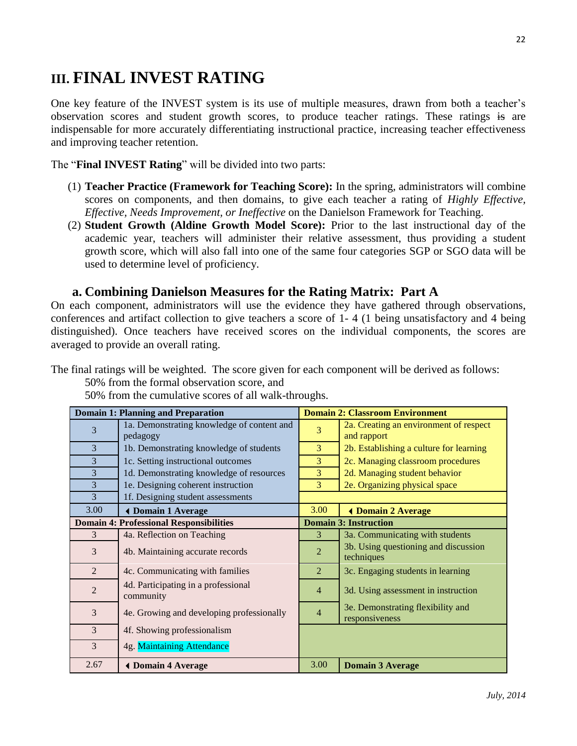# III. FINAL INVEST RATING

One key feature of the INVEST system is its use of multiple measures, drawn from both a teacher's observation scores and student growth scores, to produce teacher ratings. These ratings ~~is~~ are indispensable for more accurately differentiating instructional practice, increasing teacher effectiveness and improving teacher retention.

The "**Final INVEST Rating**" will be divided into two parts:

(1) **Teacher Practice (Framework for Teaching Score):** In the spring, administrators will combine scores on components, and then domains, to give each teacher a rating of *Highly Effective, Effective, Needs Improvement, or Ineffective* on the Danielson Framework for Teaching.

(2) **Student Growth (Aldine Growth Model Score):** Prior to the last instructional day of the academic year, teachers will administer their relative assessment, thus providing a student growth score, which will also fall into one of the same four categories SGP or SGO data will be used to determine level of proficiency.

## a. Combining Danielson Measures for the Rating Matrix: Part A

On each component, administrators will use the evidence they have gathered through observations, conferences and artifact collection to give teachers a score of 1- 4 (1 being unsatisfactory and 4 being distinguished). Once teachers have received scores on the individual components, the scores are averaged to provide an overall rating.

The final ratings will be weighted. The score given for each component will be derived as follows:

50% from the formal observation score, and

50% from the cumulative scores of all walk-throughs.

| **Domain 1: Planning and Preparation** | | **Domain 2: Classroom Environment** | |
|---|---|---|---|
| 3 | 1a. Demonstrating knowledge of content and pedagogy | 3 | 2a. Creating an environment of respect and rapport |
| 3 | 1b. Demonstrating knowledge of students | 3 | 2b. Establishing a culture for learning |
| 3 | 1c. Setting instructional outcomes | 3 | 2c. Managing classroom procedures |
| 3 | 1d. Demonstrating knowledge of resources | 3 | 2d. Managing student behavior |
| 3 | 1e. Designing coherent instruction | 3 | 2e. Organizing physical space |
| 3 | 1f. Designing student assessments | | |
| 3.00 | ◂ **Domain 1 Average** | 3.00 | ◂ **Domain 2 Average** |
| **Domain 4: Professional Responsibilities** | | **Domain 3: Instruction** | |
| 3 | 4a. Reflection on Teaching | 3 | 3a. Communicating with students |
| 3 | 4b. Maintaining accurate records | 2 | 3b. Using questioning and discussion techniques |
| 2 | 4c. Communicating with families | 2 | 3c. Engaging students in learning |
| 2 | 4d. Participating in a professional community | 4 | 3d. Using assessment in instruction |
| 3 | 4e. Growing and developing professionally | 4 | 3e. Demonstrating flexibility and responsiveness |
| 3 | 4f. Showing professionalism | | |
| 3 | 4g. Maintaining Attendance | | |
| 2.67 | ◂ **Domain 4 Average** | 3.00 | **Domain 3 Average** |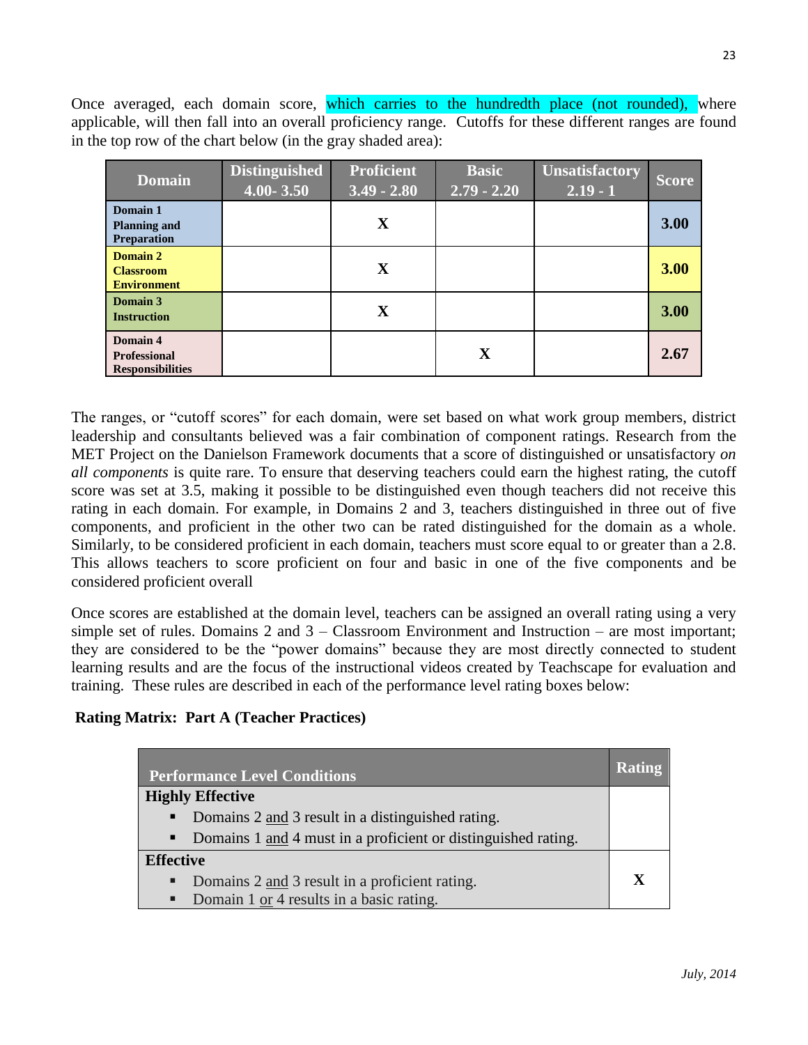Once averaged, each domain score, which carries to the hundredth place (not rounded), where applicable, will then fall into an overall proficiency range. Cutoffs for these different ranges are found in the top row of the chart below (in the gray shaded area):

| Domain | Distinguished 4.00- 3.50 | Proficient 3.49 - 2.80 | Basic 2.79 - 2.20 | Unsatisfactory 2.19 - 1 | Score |
|---|---|---|---|---|---|
| **Domain 1 Planning and Preparation** | | X | | | **3.00** |
| **Domain 2 Classroom Environment** | | X | | | **3.00** |
| **Domain 3 Instruction** | | X | | | **3.00** |
| **Domain 4 Professional Responsibilities** | | | X | | **2.67** |

The ranges, or "cutoff scores" for each domain, were set based on what work group members, district leadership and consultants believed was a fair combination of component ratings. Research from the MET Project on the Danielson Framework documents that a score of distinguished or unsatisfactory *on all components* is quite rare. To ensure that deserving teachers could earn the highest rating, the cutoff score was set at 3.5, making it possible to be distinguished even though teachers did not receive this rating in each domain. For example, in Domains 2 and 3, teachers distinguished in three out of five components, and proficient in the other two can be rated distinguished for the domain as a whole. Similarly, to be considered proficient in each domain, teachers must score equal to or greater than a 2.8. This allows teachers to score proficient on four and basic in one of the five components and be considered proficient overall

Once scores are established at the domain level, teachers can be assigned an overall rating using a very simple set of rules. Domains 2 and 3 – Classroom Environment and Instruction – are most important; they are considered to be the "power domains" because they are most directly connected to student learning results and are the focus of the instructional videos created by Teachscape for evaluation and training. These rules are described in each of the performance level rating boxes below:

**Rating Matrix: Part A (Teacher Practices)**

| Performance Level Conditions | Rating |
|---|---|
| **Highly Effective**<br>▪ Domains 2 and 3 result in a distinguished rating.<br>▪ Domains 1 and 4 must in a proficient or distinguished rating. | |
| **Effective**<br>▪ Domains 2 and 3 result in a proficient rating.<br>▪ Domain 1 or 4 results in a basic rating. | X |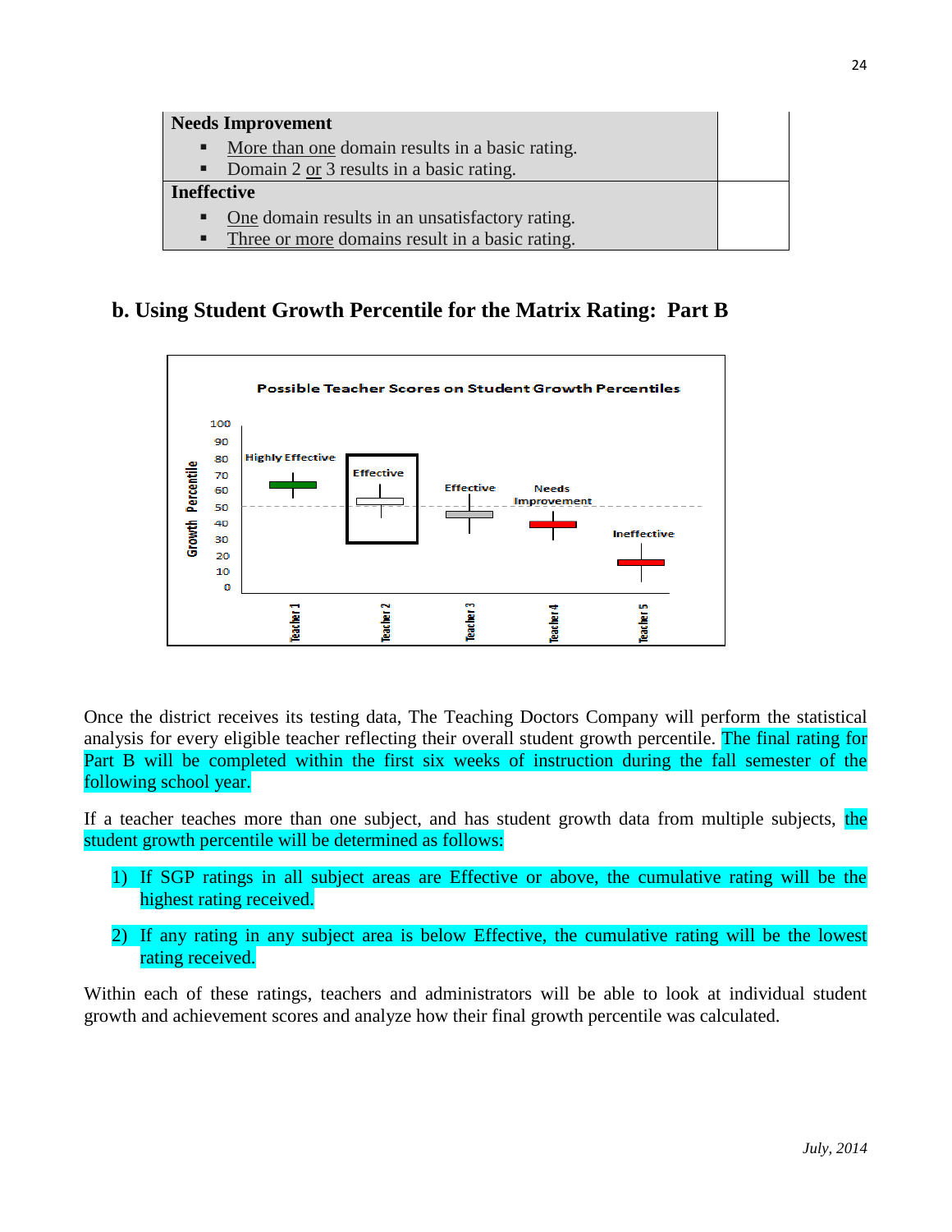| Needs Improvement | |
|---|---|
| ▪ More than one domain results in a basic rating.<br>▪ Domain 2 or 3 results in a basic rating. | |
| **Ineffective** | |
| ▪ One domain results in an unsatisfactory rating.<br>▪ Three or more domains result in a basic rating. | |

## b. Using Student Growth Percentile for the Matrix Rating: Part B

Possible Teacher Scores on Student Growth Percentiles

Growth Percentile: 0, 10, 20, 30, 40, 50, 60, 70, 80, 90, 100

Teacher 1: Highly Effective
Teacher 2: Effective
Teacher 3: Effective
Teacher 4: Needs Improvement
Teacher 5: Ineffective

Once the district receives its testing data, The Teaching Doctors Company will perform the statistical analysis for every eligible teacher reflecting their overall student growth percentile. The final rating for Part B will be completed within the first six weeks of instruction during the fall semester of the following school year.

If a teacher teaches more than one subject, and has student growth data from multiple subjects, the student growth percentile will be determined as follows:

1) If SGP ratings in all subject areas are Effective or above, the cumulative rating will be the highest rating received.

2) If any rating in any subject area is below Effective, the cumulative rating will be the lowest rating received.

Within each of these ratings, teachers and administrators will be able to look at individual student growth and achievement scores and analyze how their final growth percentile was calculated.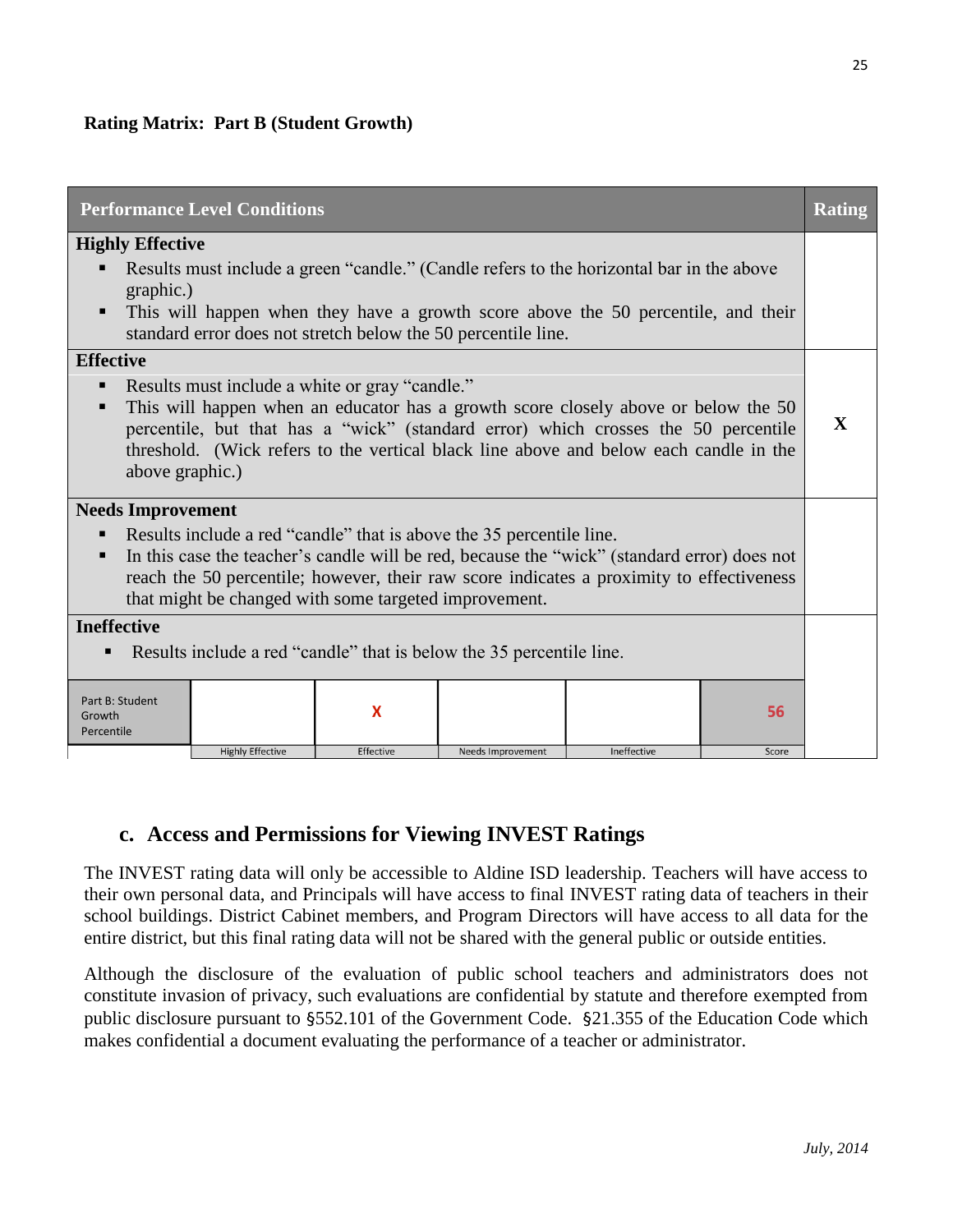**Rating Matrix: Part B (Student Growth)**

| Performance Level Conditions | Rating |
|---|---|
| **Highly Effective**<br>▪ Results must include a green "candle." (Candle refers to the horizontal bar in the above graphic.)<br>▪ This will happen when they have a growth score above the 50 percentile, and their standard error does not stretch below the 50 percentile line. | |
| **Effective**<br>▪ Results must include a white or gray "candle."<br>▪ This will happen when an educator has a growth score closely above or below the 50 percentile, but that has a "wick" (standard error) which crosses the 50 percentile threshold. (Wick refers to the vertical black line above and below each candle in the above graphic.) | **X** |
| **Needs Improvement**<br>▪ Results include a red "candle" that is above the 35 percentile line.<br>▪ In this case the teacher's candle will be red, because the "wick" (standard error) does not reach the 50 percentile; however, their raw score indicates a proximity to effectiveness that might be changed with some targeted improvement. | |
| **Ineffective**<br>▪ Results include a red "candle" that is below the 35 percentile line. | |

| | Highly Effective | Effective | Needs Improvement | Ineffective | Score |
|---|---|---|---|---|---|
| Part B: Student Growth Percentile | | X | | | 56 |

## c. Access and Permissions for Viewing INVEST Ratings

The INVEST rating data will only be accessible to Aldine ISD leadership. Teachers will have access to their own personal data, and Principals will have access to final INVEST rating data of teachers in their school buildings. District Cabinet members, and Program Directors will have access to all data for the entire district, but this final rating data will not be shared with the general public or outside entities.

Although the disclosure of the evaluation of public school teachers and administrators does not constitute invasion of privacy, such evaluations are confidential by statute and therefore exempted from public disclosure pursuant to §552.101 of the Government Code. §21.355 of the Education Code which makes confidential a document evaluating the performance of a teacher or administrator.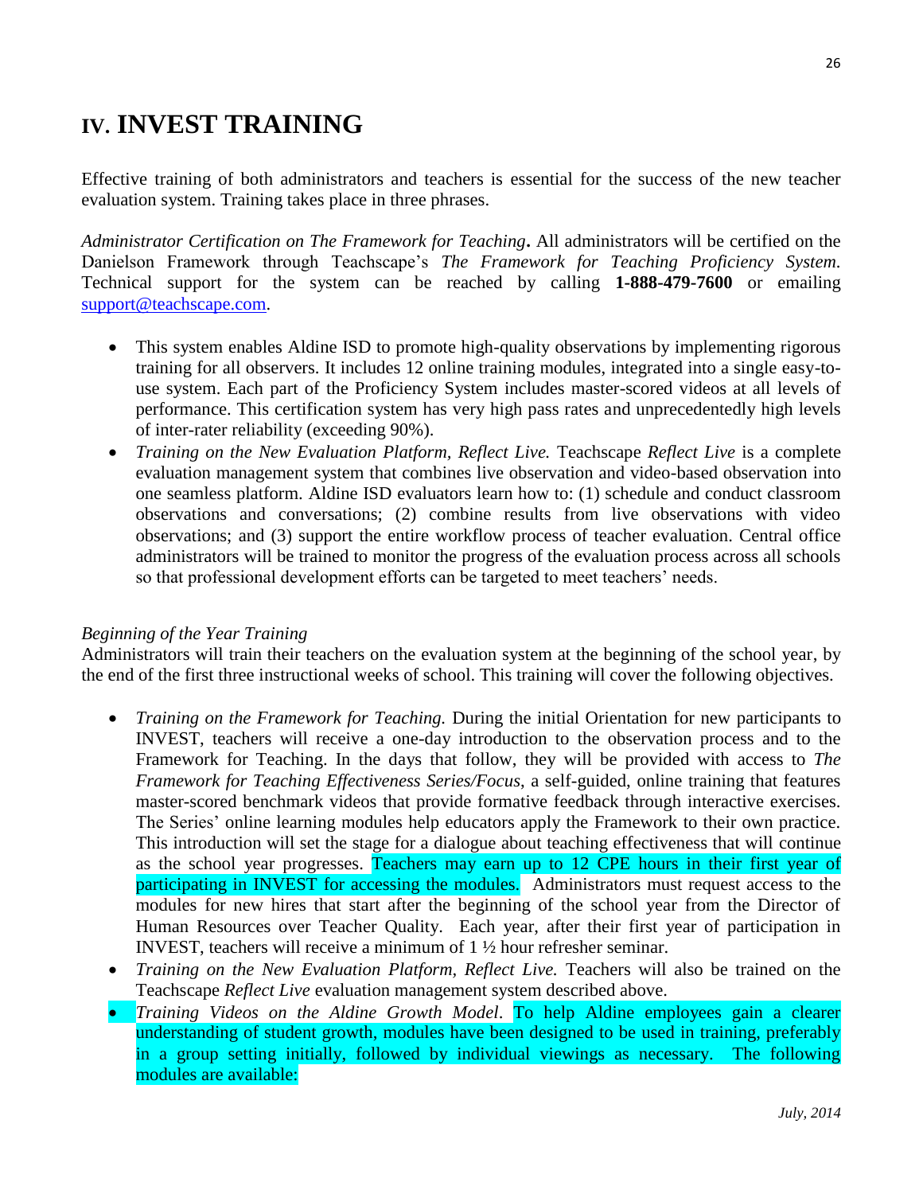# IV. INVEST TRAINING

Effective training of both administrators and teachers is essential for the success of the new teacher evaluation system. Training takes place in three phrases.

*Administrator Certification on The Framework for Teaching***.** All administrators will be certified on the Danielson Framework through Teachscape's *The Framework for Teaching Proficiency System*. Technical support for the system can be reached by calling **1-888-479-7600** or emailing support@teachscape.com.

- This system enables Aldine ISD to promote high-quality observations by implementing rigorous training for all observers. It includes 12 online training modules, integrated into a single easy-to-use system. Each part of the Proficiency System includes master-scored videos at all levels of performance. This certification system has very high pass rates and unprecedentedly high levels of inter-rater reliability (exceeding 90%).
- *Training on the New Evaluation Platform, Reflect Live.* Teachscape *Reflect Live* is a complete evaluation management system that combines live observation and video-based observation into one seamless platform. Aldine ISD evaluators learn how to: (1) schedule and conduct classroom observations and conversations; (2) combine results from live observations with video observations; and (3) support the entire workflow process of teacher evaluation. Central office administrators will be trained to monitor the progress of the evaluation process across all schools so that professional development efforts can be targeted to meet teachers' needs.

*Beginning of the Year Training*
Administrators will train their teachers on the evaluation system at the beginning of the school year, by the end of the first three instructional weeks of school. This training will cover the following objectives.

- *Training on the Framework for Teaching.* During the initial Orientation for new participants to INVEST, teachers will receive a one-day introduction to the observation process and to the Framework for Teaching. In the days that follow, they will be provided with access to *The Framework for Teaching Effectiveness Series/Focus*, a self-guided, online training that features master-scored benchmark videos that provide formative feedback through interactive exercises. The Series' online learning modules help educators apply the Framework to their own practice. This introduction will set the stage for a dialogue about teaching effectiveness that will continue as the school year progresses. Teachers may earn up to 12 CPE hours in their first year of participating in INVEST for accessing the modules. Administrators must request access to the modules for new hires that start after the beginning of the school year from the Director of Human Resources over Teacher Quality. Each year, after their first year of participation in INVEST, teachers will receive a minimum of 1 ½ hour refresher seminar.
- *Training on the New Evaluation Platform, Reflect Live.* Teachers will also be trained on the Teachscape *Reflect Live* evaluation management system described above.
- *Training Videos on the Aldine Growth Model*. To help Aldine employees gain a clearer understanding of student growth, modules have been designed to be used in training, preferably in a group setting initially, followed by individual viewings as necessary. The following modules are available: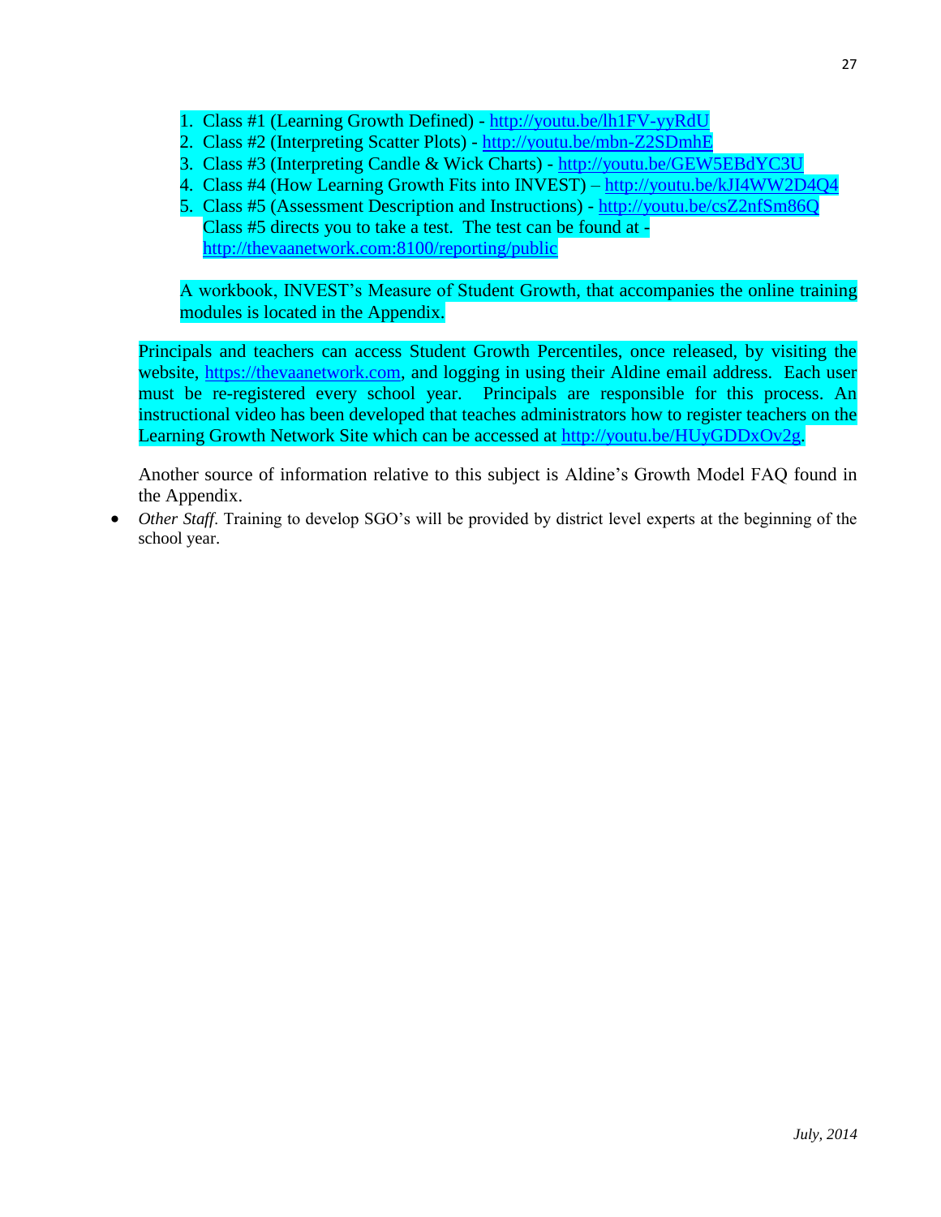1. Class #1 (Learning Growth Defined) - http://youtu.be/lh1FV-yyRdU
2. Class #2 (Interpreting Scatter Plots) - http://youtu.be/mbn-Z2SDmhE
3. Class #3 (Interpreting Candle & Wick Charts) - http://youtu.be/GEW5EBdYC3U
4. Class #4 (How Learning Growth Fits into INVEST) – http://youtu.be/kJI4WW2D4Q4
5. Class #5 (Assessment Description and Instructions) - http://youtu.be/csZ2nfSm86Q
   Class #5 directs you to take a test. The test can be found at - http://thevaanetwork.com:8100/reporting/public

   A workbook, INVEST's Measure of Student Growth, that accompanies the online training modules is located in the Appendix.

  Principals and teachers can access Student Growth Percentiles, once released, by visiting the website, https://thevaanetwork.com, and logging in using their Aldine email address. Each user must be re-registered every school year. Principals are responsible for this process. An instructional video has been developed that teaches administrators how to register teachers on the Learning Growth Network Site which can be accessed at http://youtu.be/HUyGDDxOv2g.

  Another source of information relative to this subject is Aldine's Growth Model FAQ found in the Appendix.

- *Other Staff*. Training to develop SGO's will be provided by district level experts at the beginning of the school year.